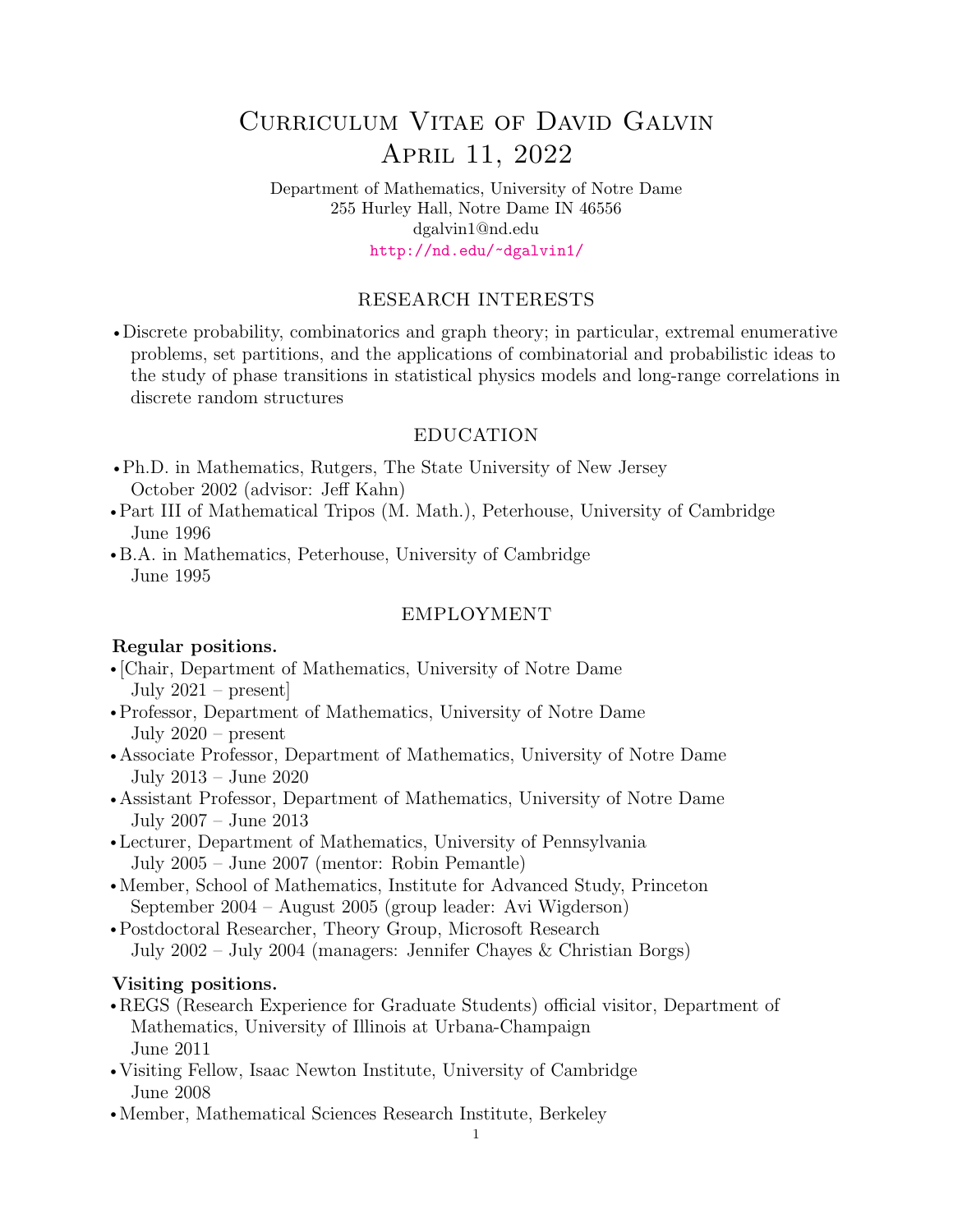# Curriculum Vitae of David Galvin
# April 11, 2022

Department of Mathematics, University of Notre Dame
255 Hurley Hall, Notre Dame IN 46556
dgalvin1@nd.edu
http://nd.edu/~dgalvin1/

## RESEARCH INTERESTS

- Discrete probability, combinatorics and graph theory; in particular, extremal enumerative problems, set partitions, and the applications of combinatorial and probabilistic ideas to the study of phase transitions in statistical physics models and long-range correlations in discrete random structures

## EDUCATION

- Ph.D. in Mathematics, Rutgers, The State University of New Jersey
  October 2002 (advisor: Jeff Kahn)
- Part III of Mathematical Tripos (M. Math.), Peterhouse, University of Cambridge
  June 1996
- B.A. in Mathematics, Peterhouse, University of Cambridge
  June 1995

## EMPLOYMENT

**Regular positions.**

- [Chair, Department of Mathematics, University of Notre Dame
  July 2021 – present]
- Professor, Department of Mathematics, University of Notre Dame
  July 2020 – present
- Associate Professor, Department of Mathematics, University of Notre Dame
  July 2013 – June 2020
- Assistant Professor, Department of Mathematics, University of Notre Dame
  July 2007 – June 2013
- Lecturer, Department of Mathematics, University of Pennsylvania
  July 2005 – June 2007 (mentor: Robin Pemantle)
- Member, School of Mathematics, Institute for Advanced Study, Princeton
  September 2004 – August 2005 (group leader: Avi Wigderson)
- Postdoctoral Researcher, Theory Group, Microsoft Research
  July 2002 – July 2004 (managers: Jennifer Chayes & Christian Borgs)

**Visiting positions.**

- REGS (Research Experience for Graduate Students) official visitor, Department of Mathematics, University of Illinois at Urbana-Champaign
  June 2011
- Visiting Fellow, Isaac Newton Institute, University of Cambridge
  June 2008
- Member, Mathematical Sciences Research Institute, Berkeley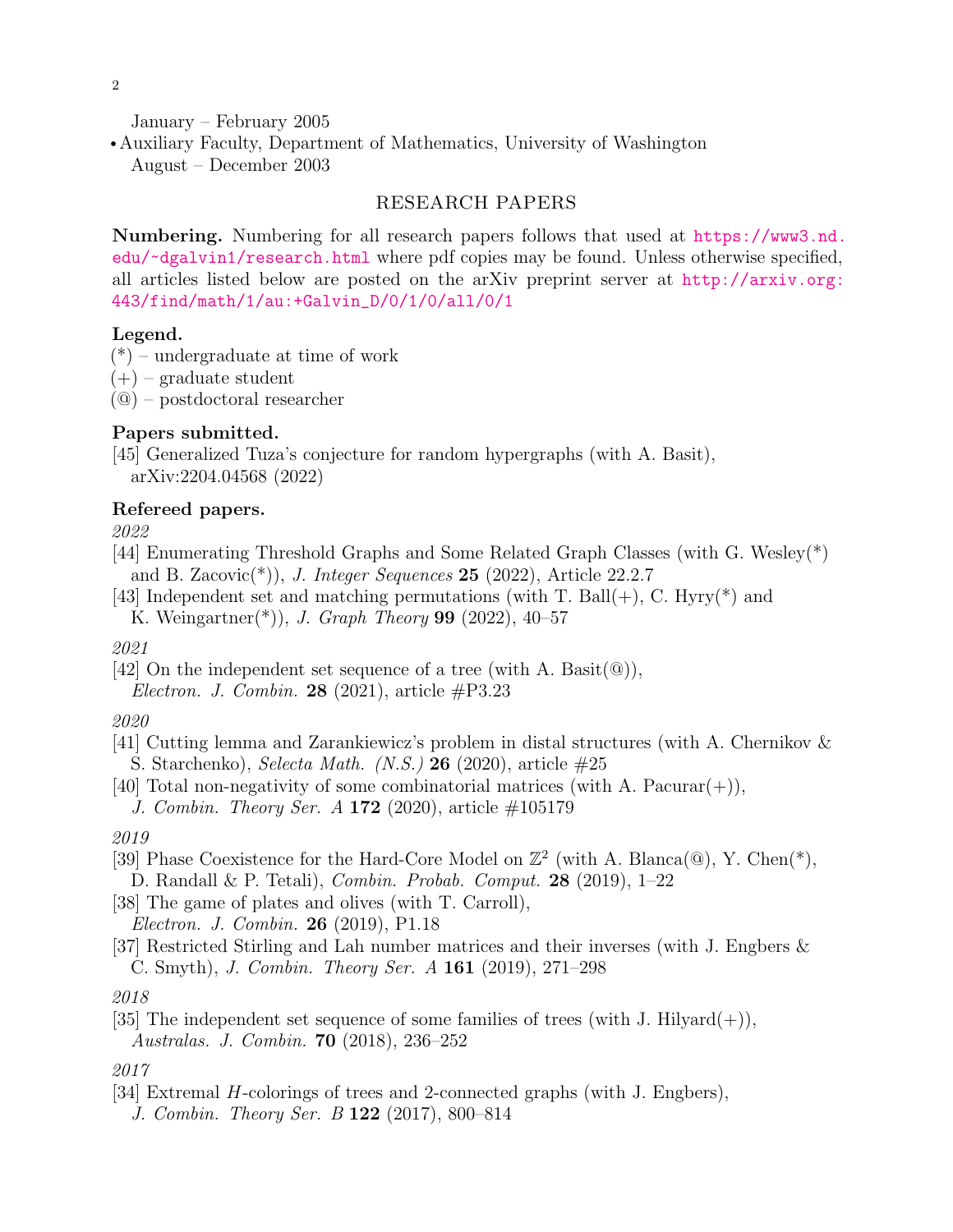January – February 2005

- Auxiliary Faculty, Department of Mathematics, University of Washington
  August – December 2003

## RESEARCH PAPERS

**Numbering.** Numbering for all research papers follows that used at https://www3.nd.edu/~dgalvin1/research.html where pdf copies may be found. Unless otherwise specified, all articles listed below are posted on the arXiv preprint server at http://arxiv.org:443/find/math/1/au:+Galvin_D/0/1/0/all/0/1

**Legend.**
(*) – undergraduate at time of work
(+) – graduate student
(@) – postdoctoral researcher

**Papers submitted.**
[45] Generalized Tuza's conjecture for random hypergraphs (with A. Basit), arXiv:2204.04568 (2022)

**Refereed papers.**

*2022*

[44] Enumerating Threshold Graphs and Some Related Graph Classes (with G. Wesley(*) and B. Zacovic(*)), *J. Integer Sequences* **25** (2022), Article 22.2.7

[43] Independent set and matching permutations (with T. Ball(+), C. Hyry(*) and K. Weingartner(*)), *J. Graph Theory* **99** (2022), 40–57

*2021*

[42] On the independent set sequence of a tree (with A. Basit(@)), *Electron. J. Combin.* **28** (2021), article #P3.23

*2020*

[41] Cutting lemma and Zarankiewicz's problem in distal structures (with A. Chernikov & S. Starchenko), *Selecta Math. (N.S.)* **26** (2020), article #25

[40] Total non-negativity of some combinatorial matrices (with A. Pacurar(+)), *J. Combin. Theory Ser. A* **172** (2020), article #105179

*2019*

[39] Phase Coexistence for the Hard-Core Model on $\mathbb{Z}^2$ (with A. Blanca(@), Y. Chen(*), D. Randall & P. Tetali), *Combin. Probab. Comput.* **28** (2019), 1–22

[38] The game of plates and olives (with T. Carroll), *Electron. J. Combin.* **26** (2019), P1.18

[37] Restricted Stirling and Lah number matrices and their inverses (with J. Engbers & C. Smyth), *J. Combin. Theory Ser. A* **161** (2019), 271–298

*2018*

[35] The independent set sequence of some families of trees (with J. Hilyard(+)), *Australas. J. Combin.* **70** (2018), 236–252

*2017*

[34] Extremal $H$-colorings of trees and 2-connected graphs (with J. Engbers), *J. Combin. Theory Ser. B* **122** (2017), 800–814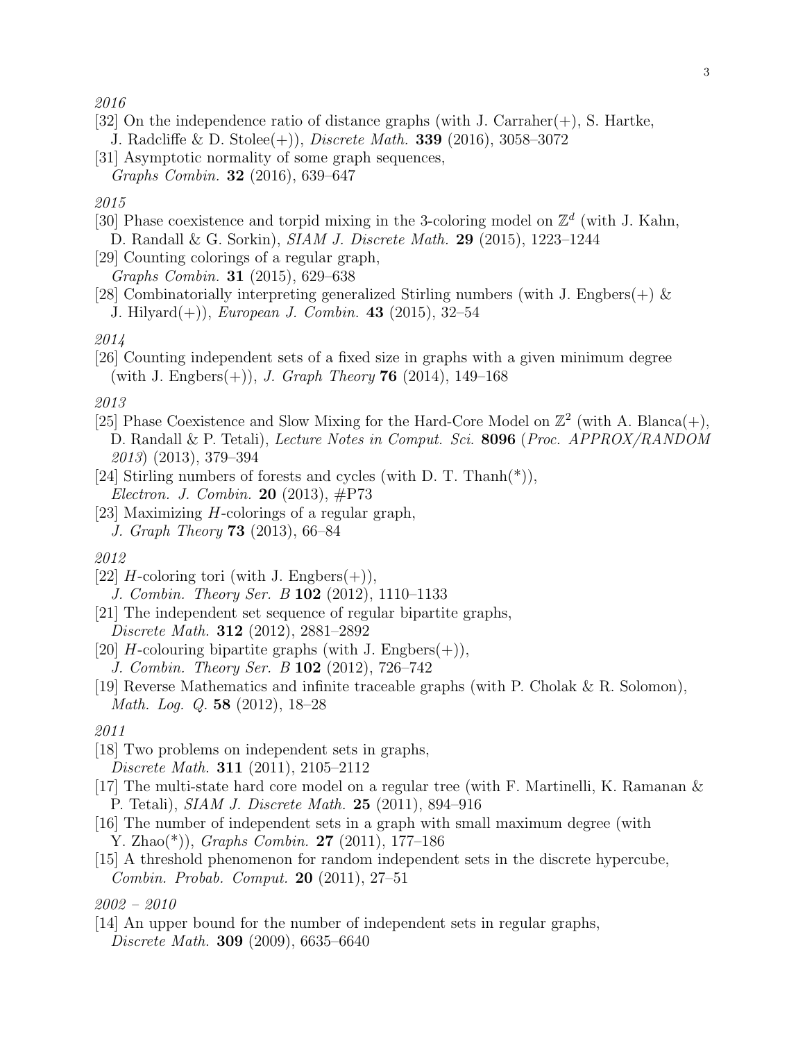*2016*

[32] On the independence ratio of distance graphs (with J. Carraher(+), S. Hartke, J. Radcliffe & D. Stolee(+)), *Discrete Math.* **339** (2016), 3058–3072

[31] Asymptotic normality of some graph sequences, *Graphs Combin.* **32** (2016), 639–647

*2015*

[30] Phase coexistence and torpid mixing in the 3-coloring model on $\mathbb{Z}^d$ (with J. Kahn, D. Randall & G. Sorkin), *SIAM J. Discrete Math.* **29** (2015), 1223–1244

[29] Counting colorings of a regular graph, *Graphs Combin.* **31** (2015), 629–638

[28] Combinatorially interpreting generalized Stirling numbers (with J. Engbers(+) & J. Hilyard(+)), *European J. Combin.* **43** (2015), 32–54

*2014*

[26] Counting independent sets of a fixed size in graphs with a given minimum degree (with J. Engbers(+)), *J. Graph Theory* **76** (2014), 149–168

*2013*

[25] Phase Coexistence and Slow Mixing for the Hard-Core Model on $\mathbb{Z}^2$ (with A. Blanca(+), D. Randall & P. Tetali), *Lecture Notes in Comput. Sci.* **8096** (*Proc. APPROX/RANDOM 2013*) (2013), 379–394

[24] Stirling numbers of forests and cycles (with D. T. Thanh(*)), *Electron. J. Combin.* **20** (2013), #P73

[23] Maximizing $H$-colorings of a regular graph, *J. Graph Theory* **73** (2013), 66–84

*2012*

[22] $H$-coloring tori (with J. Engbers(+)), *J. Combin. Theory Ser. B* **102** (2012), 1110–1133

[21] The independent set sequence of regular bipartite graphs, *Discrete Math.* **312** (2012), 2881–2892

[20] $H$-colouring bipartite graphs (with J. Engbers(+)), *J. Combin. Theory Ser. B* **102** (2012), 726–742

[19] Reverse Mathematics and infinite traceable graphs (with P. Cholak & R. Solomon), *Math. Log. Q.* **58** (2012), 18–28

*2011*

[18] Two problems on independent sets in graphs, *Discrete Math.* **311** (2011), 2105–2112

[17] The multi-state hard core model on a regular tree (with F. Martinelli, K. Ramanan & P. Tetali), *SIAM J. Discrete Math.* **25** (2011), 894–916

[16] The number of independent sets in a graph with small maximum degree (with Y. Zhao(*)), *Graphs Combin.* **27** (2011), 177–186

[15] A threshold phenomenon for random independent sets in the discrete hypercube, *Combin. Probab. Comput.* **20** (2011), 27–51

*2002 – 2010*

[14] An upper bound for the number of independent sets in regular graphs, *Discrete Math.* **309** (2009), 6635–6640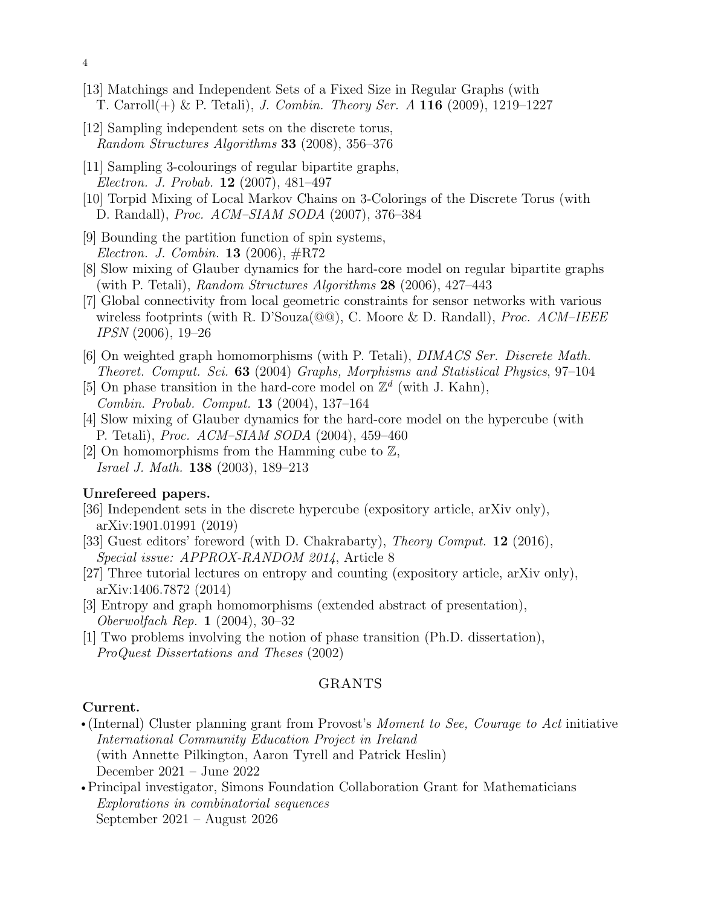[13] Matchings and Independent Sets of a Fixed Size in Regular Graphs (with T. Carroll(+) & P. Tetali), *J. Combin. Theory Ser. A* **116** (2009), 1219–1227

[12] Sampling independent sets on the discrete torus, *Random Structures Algorithms* **33** (2008), 356–376

[11] Sampling 3-colourings of regular bipartite graphs, *Electron. J. Probab.* **12** (2007), 481–497

[10] Torpid Mixing of Local Markov Chains on 3-Colorings of the Discrete Torus (with D. Randall), *Proc. ACM–SIAM SODA* (2007), 376–384

[9] Bounding the partition function of spin systems, *Electron. J. Combin.* **13** (2006), #R72

[8] Slow mixing of Glauber dynamics for the hard-core model on regular bipartite graphs (with P. Tetali), *Random Structures Algorithms* **28** (2006), 427–443

[7] Global connectivity from local geometric constraints for sensor networks with various wireless footprints (with R. D'Souza(@@), C. Moore & D. Randall), *Proc. ACM–IEEE IPSN* (2006), 19–26

[6] On weighted graph homomorphisms (with P. Tetali), *DIMACS Ser. Discrete Math. Theoret. Comput. Sci.* **63** (2004) *Graphs, Morphisms and Statistical Physics*, 97–104

[5] On phase transition in the hard-core model on $\mathbb{Z}^d$ (with J. Kahn), *Combin. Probab. Comput.* **13** (2004), 137–164

[4] Slow mixing of Glauber dynamics for the hard-core model on the hypercube (with P. Tetali), *Proc. ACM–SIAM SODA* (2004), 459–460

[2] On homomorphisms from the Hamming cube to $\mathbb{Z}$, *Israel J. Math.* **138** (2003), 189–213

**Unrefereed papers.**

[36] Independent sets in the discrete hypercube (expository article, arXiv only), arXiv:1901.01991 (2019)

[33] Guest editors' foreword (with D. Chakrabarty), *Theory Comput.* **12** (2016), *Special issue: APPROX-RANDOM 2014*, Article 8

[27] Three tutorial lectures on entropy and counting (expository article, arXiv only), arXiv:1406.7872 (2014)

[3] Entropy and graph homomorphisms (extended abstract of presentation), *Oberwolfach Rep.* **1** (2004), 30–32

[1] Two problems involving the notion of phase transition (Ph.D. dissertation), *ProQuest Dissertations and Theses* (2002)

## GRANTS

**Current.**

- (Internal) Cluster planning grant from Provost's *Moment to See, Courage to Act* initiative
  *International Community Education Project in Ireland*
  (with Annette Pilkington, Aaron Tyrell and Patrick Heslin)
  December 2021 – June 2022
- Principal investigator, Simons Foundation Collaboration Grant for Mathematicians
  *Explorations in combinatorial sequences*
  September 2021 – August 2026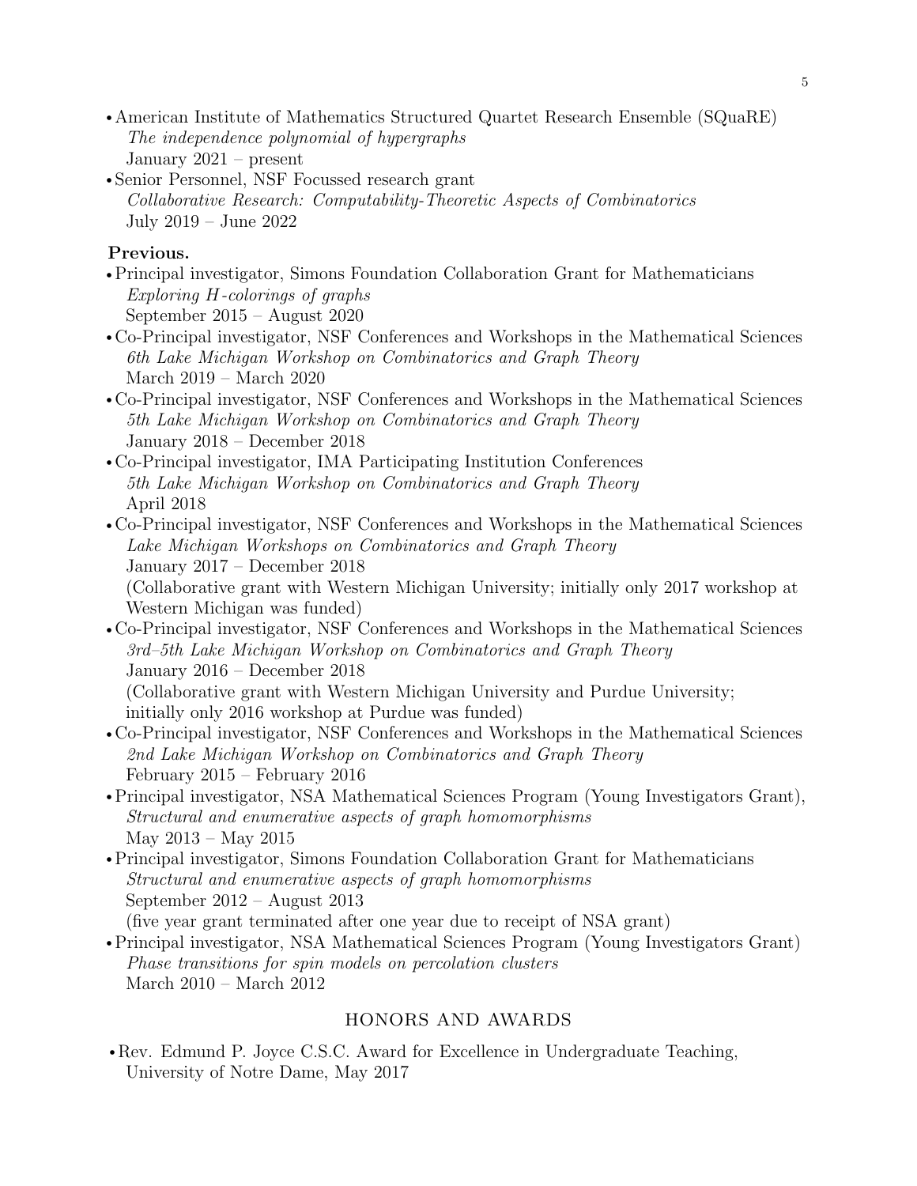- American Institute of Mathematics Structured Quartet Research Ensemble (SQuaRE)
  *The independence polynomial of hypergraphs*
  January 2021 – present
- Senior Personnel, NSF Focussed research grant
  *Collaborative Research: Computability-Theoretic Aspects of Combinatorics*
  July 2019 – June 2022

**Previous.**

- Principal investigator, Simons Foundation Collaboration Grant for Mathematicians
  *Exploring $H$-colorings of graphs*
  September 2015 – August 2020
- Co-Principal investigator, NSF Conferences and Workshops in the Mathematical Sciences
  *6th Lake Michigan Workshop on Combinatorics and Graph Theory*
  March 2019 – March 2020
- Co-Principal investigator, NSF Conferences and Workshops in the Mathematical Sciences
  *5th Lake Michigan Workshop on Combinatorics and Graph Theory*
  January 2018 – December 2018
- Co-Principal investigator, IMA Participating Institution Conferences
  *5th Lake Michigan Workshop on Combinatorics and Graph Theory*
  April 2018
- Co-Principal investigator, NSF Conferences and Workshops in the Mathematical Sciences
  *Lake Michigan Workshops on Combinatorics and Graph Theory*
  January 2017 – December 2018
  (Collaborative grant with Western Michigan University; initially only 2017 workshop at Western Michigan was funded)
- Co-Principal investigator, NSF Conferences and Workshops in the Mathematical Sciences
  *3rd–5th Lake Michigan Workshop on Combinatorics and Graph Theory*
  January 2016 – December 2018
  (Collaborative grant with Western Michigan University and Purdue University; initially only 2016 workshop at Purdue was funded)
- Co-Principal investigator, NSF Conferences and Workshops in the Mathematical Sciences
  *2nd Lake Michigan Workshop on Combinatorics and Graph Theory*
  February 2015 – February 2016
- Principal investigator, NSA Mathematical Sciences Program (Young Investigators Grant),
  *Structural and enumerative aspects of graph homomorphisms*
  May 2013 – May 2015
- Principal investigator, Simons Foundation Collaboration Grant for Mathematicians
  *Structural and enumerative aspects of graph homomorphisms*
  September 2012 – August 2013
  (five year grant terminated after one year due to receipt of NSA grant)
- Principal investigator, NSA Mathematical Sciences Program (Young Investigators Grant)
  *Phase transitions for spin models on percolation clusters*
  March 2010 – March 2012

## HONORS AND AWARDS

- Rev. Edmund P. Joyce C.S.C. Award for Excellence in Undergraduate Teaching, University of Notre Dame, May 2017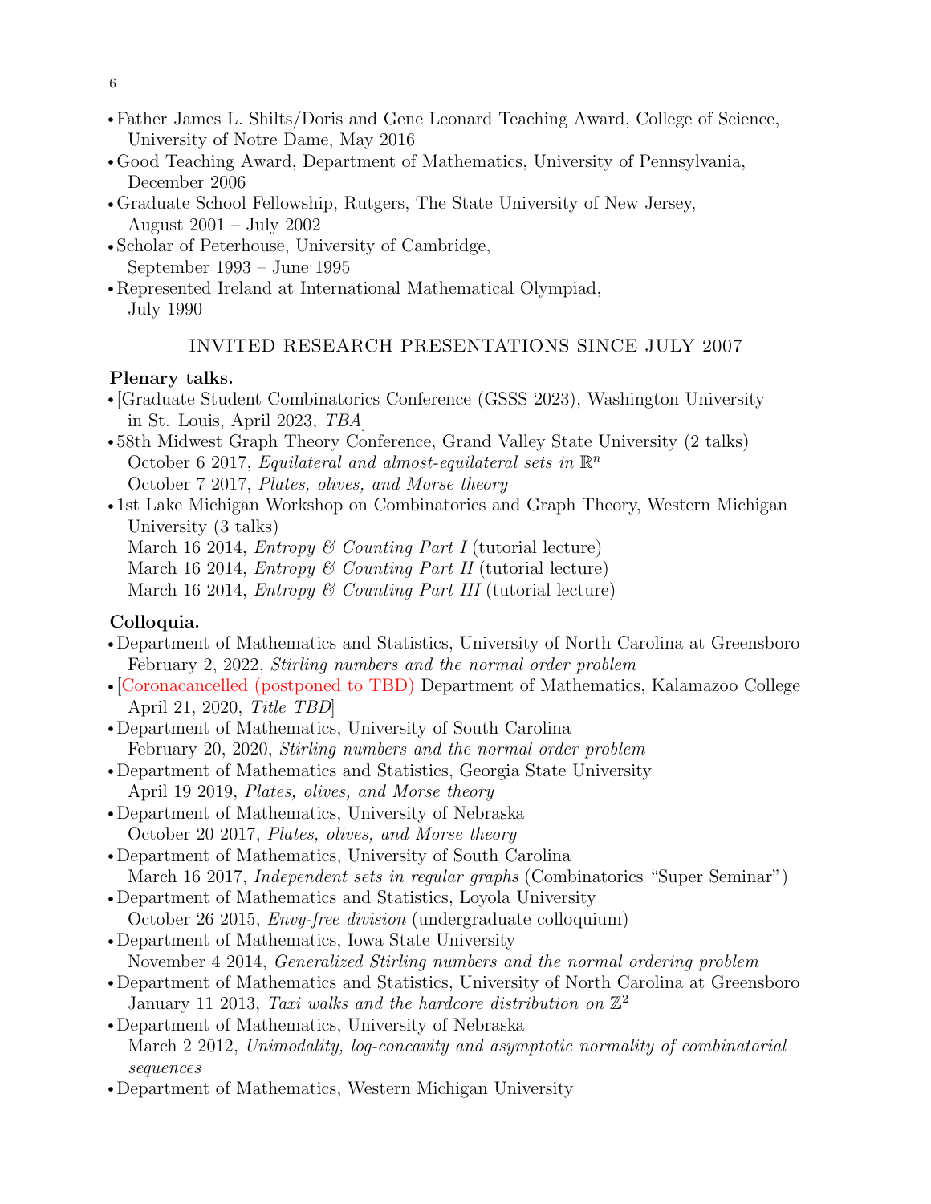- Father James L. Shilts/Doris and Gene Leonard Teaching Award, College of Science, University of Notre Dame, May 2016
- Good Teaching Award, Department of Mathematics, University of Pennsylvania, December 2006
- Graduate School Fellowship, Rutgers, The State University of New Jersey, August 2001 – July 2002
- Scholar of Peterhouse, University of Cambridge, September 1993 – June 1995
- Represented Ireland at International Mathematical Olympiad, July 1990

## INVITED RESEARCH PRESENTATIONS SINCE JULY 2007

**Plenary talks.**

- [Graduate Student Combinatorics Conference (GSSS 2023), Washington University in St. Louis, April 2023, *TBA*]
- 58th Midwest Graph Theory Conference, Grand Valley State University (2 talks)
  October 6 2017, *Equilateral and almost-equilateral sets in* $\mathbb{R}^n$
  October 7 2017, *Plates, olives, and Morse theory*
- 1st Lake Michigan Workshop on Combinatorics and Graph Theory, Western Michigan University (3 talks)
  March 16 2014, *Entropy & Counting Part I* (tutorial lecture)
  March 16 2014, *Entropy & Counting Part II* (tutorial lecture)
  March 16 2014, *Entropy & Counting Part III* (tutorial lecture)

**Colloquia.**

- Department of Mathematics and Statistics, University of North Carolina at Greensboro
  February 2, 2022, *Stirling numbers and the normal order problem*
- [Coronacancelled (postponed to TBD) Department of Mathematics, Kalamazoo College
  April 21, 2020, *Title TBD*]
- Department of Mathematics, University of South Carolina
  February 20, 2020, *Stirling numbers and the normal order problem*
- Department of Mathematics and Statistics, Georgia State University
  April 19 2019, *Plates, olives, and Morse theory*
- Department of Mathematics, University of Nebraska
  October 20 2017, *Plates, olives, and Morse theory*
- Department of Mathematics, University of South Carolina
  March 16 2017, *Independent sets in regular graphs* (Combinatorics "Super Seminar")
- Department of Mathematics and Statistics, Loyola University
  October 26 2015, *Envy-free division* (undergraduate colloquium)
- Department of Mathematics, Iowa State University
  November 4 2014, *Generalized Stirling numbers and the normal ordering problem*
- Department of Mathematics and Statistics, University of North Carolina at Greensboro
  January 11 2013, *Taxi walks and the hardcore distribution on* $\mathbb{Z}^2$
- Department of Mathematics, University of Nebraska
  March 2 2012, *Unimodality, log-concavity and asymptotic normality of combinatorial sequences*
- Department of Mathematics, Western Michigan University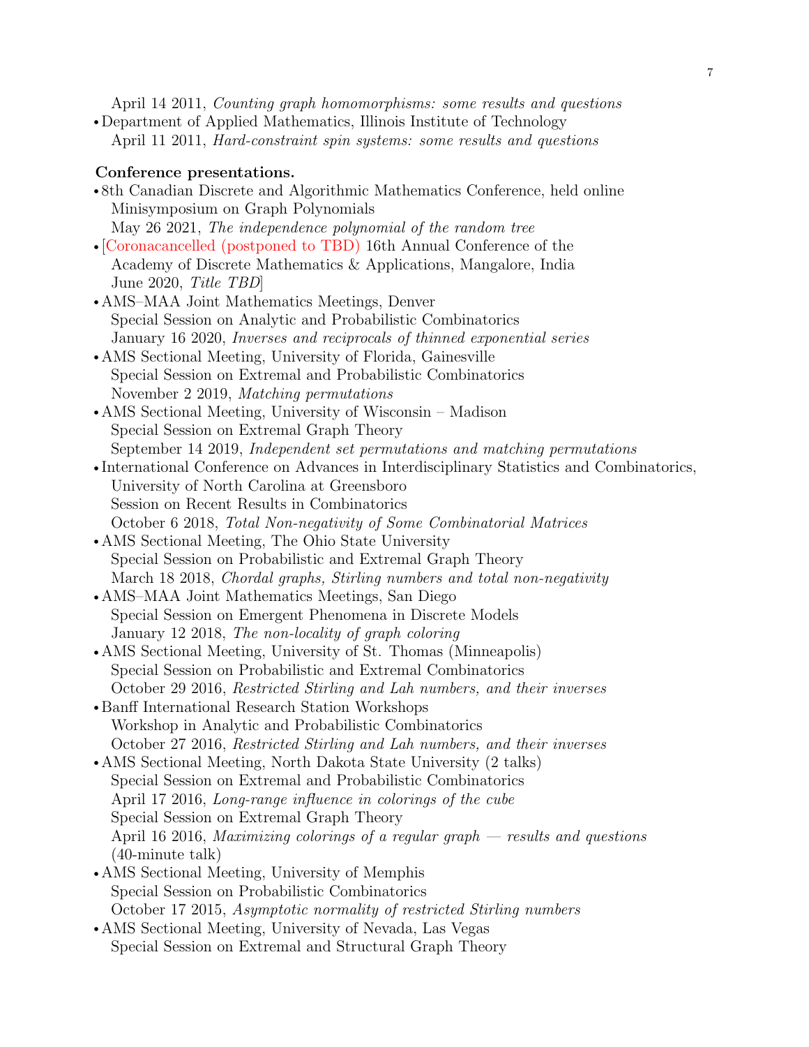April 14 2011, *Counting graph homomorphisms: some results and questions*

- Department of Applied Mathematics, Illinois Institute of Technology
  April 11 2011, *Hard-constraint spin systems: some results and questions*

**Conference presentations.**

- 8th Canadian Discrete and Algorithmic Mathematics Conference, held online
  Minisymposium on Graph Polynomials
  May 26 2021, *The independence polynomial of the random tree*
- [Coronacancelled (postponed to TBD) 16th Annual Conference of the
  Academy of Discrete Mathematics & Applications, Mangalore, India
  June 2020, *Title TBD*]
- AMS–MAA Joint Mathematics Meetings, Denver
  Special Session on Analytic and Probabilistic Combinatorics
  January 16 2020, *Inverses and reciprocals of thinned exponential series*
- AMS Sectional Meeting, University of Florida, Gainesville
  Special Session on Extremal and Probabilistic Combinatorics
  November 2 2019, *Matching permutations*
- AMS Sectional Meeting, University of Wisconsin – Madison
  Special Session on Extremal Graph Theory
  September 14 2019, *Independent set permutations and matching permutations*
- International Conference on Advances in Interdisciplinary Statistics and Combinatorics,
  University of North Carolina at Greensboro
  Session on Recent Results in Combinatorics
  October 6 2018, *Total Non-negativity of Some Combinatorial Matrices*
- AMS Sectional Meeting, The Ohio State University
  Special Session on Probabilistic and Extremal Graph Theory
  March 18 2018, *Chordal graphs, Stirling numbers and total non-negativity*
- AMS–MAA Joint Mathematics Meetings, San Diego
  Special Session on Emergent Phenomena in Discrete Models
  January 12 2018, *The non-locality of graph coloring*
- AMS Sectional Meeting, University of St. Thomas (Minneapolis)
  Special Session on Probabilistic and Extremal Combinatorics
  October 29 2016, *Restricted Stirling and Lah numbers, and their inverses*
- Banff International Research Station Workshops
  Workshop in Analytic and Probabilistic Combinatorics
  October 27 2016, *Restricted Stirling and Lah numbers, and their inverses*
- AMS Sectional Meeting, North Dakota State University (2 talks)
  Special Session on Extremal and Probabilistic Combinatorics
  April 17 2016, *Long-range influence in colorings of the cube*
  Special Session on Extremal Graph Theory
  April 16 2016, *Maximizing colorings of a regular graph — results and questions*
  (40-minute talk)
- AMS Sectional Meeting, University of Memphis
  Special Session on Probabilistic Combinatorics
  October 17 2015, *Asymptotic normality of restricted Stirling numbers*
- AMS Sectional Meeting, University of Nevada, Las Vegas
  Special Session on Extremal and Structural Graph Theory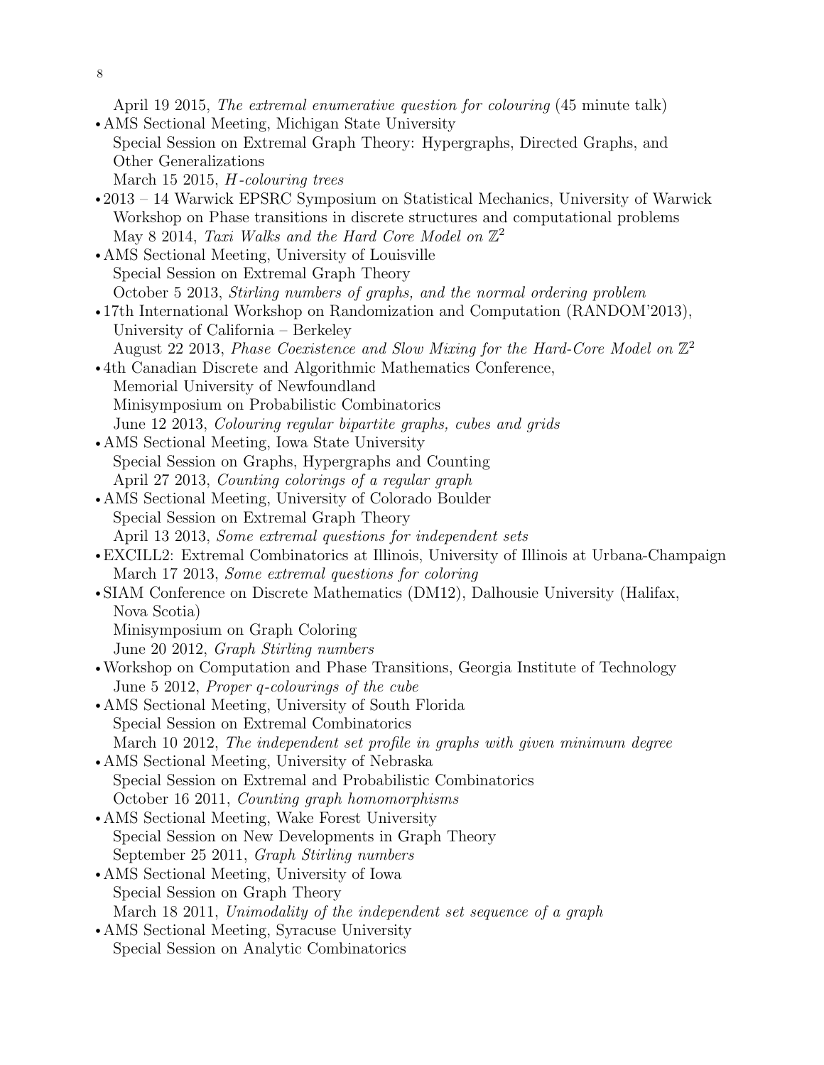April 19 2015, *The extremal enumerative question for colouring* (45 minute talk)

- AMS Sectional Meeting, Michigan State University
  Special Session on Extremal Graph Theory: Hypergraphs, Directed Graphs, and Other Generalizations
  March 15 2015, *H-colouring trees*
- 2013 – 14 Warwick EPSRC Symposium on Statistical Mechanics, University of Warwick
  Workshop on Phase transitions in discrete structures and computational problems
  May 8 2014, *Taxi Walks and the Hard Core Model on* $\mathbb{Z}^2$
- AMS Sectional Meeting, University of Louisville
  Special Session on Extremal Graph Theory
  October 5 2013, *Stirling numbers of graphs, and the normal ordering problem*
- 17th International Workshop on Randomization and Computation (RANDOM'2013), University of California – Berkeley
  August 22 2013, *Phase Coexistence and Slow Mixing for the Hard-Core Model on* $\mathbb{Z}^2$
- 4th Canadian Discrete and Algorithmic Mathematics Conference, Memorial University of Newfoundland
  Minisymposium on Probabilistic Combinatorics
  June 12 2013, *Colouring regular bipartite graphs, cubes and grids*
- AMS Sectional Meeting, Iowa State University
  Special Session on Graphs, Hypergraphs and Counting
  April 27 2013, *Counting colorings of a regular graph*
- AMS Sectional Meeting, University of Colorado Boulder
  Special Session on Extremal Graph Theory
  April 13 2013, *Some extremal questions for independent sets*
- EXCILL2: Extremal Combinatorics at Illinois, University of Illinois at Urbana-Champaign
  March 17 2013, *Some extremal questions for coloring*
- SIAM Conference on Discrete Mathematics (DM12), Dalhousie University (Halifax, Nova Scotia)
  Minisymposium on Graph Coloring
  June 20 2012, *Graph Stirling numbers*
- Workshop on Computation and Phase Transitions, Georgia Institute of Technology
  June 5 2012, *Proper q-colourings of the cube*
- AMS Sectional Meeting, University of South Florida
  Special Session on Extremal Combinatorics
  March 10 2012, *The independent set profile in graphs with given minimum degree*
- AMS Sectional Meeting, University of Nebraska
  Special Session on Extremal and Probabilistic Combinatorics
  October 16 2011, *Counting graph homomorphisms*
- AMS Sectional Meeting, Wake Forest University
  Special Session on New Developments in Graph Theory
  September 25 2011, *Graph Stirling numbers*
- AMS Sectional Meeting, University of Iowa
  Special Session on Graph Theory
  March 18 2011, *Unimodality of the independent set sequence of a graph*
- AMS Sectional Meeting, Syracuse University
  Special Session on Analytic Combinatorics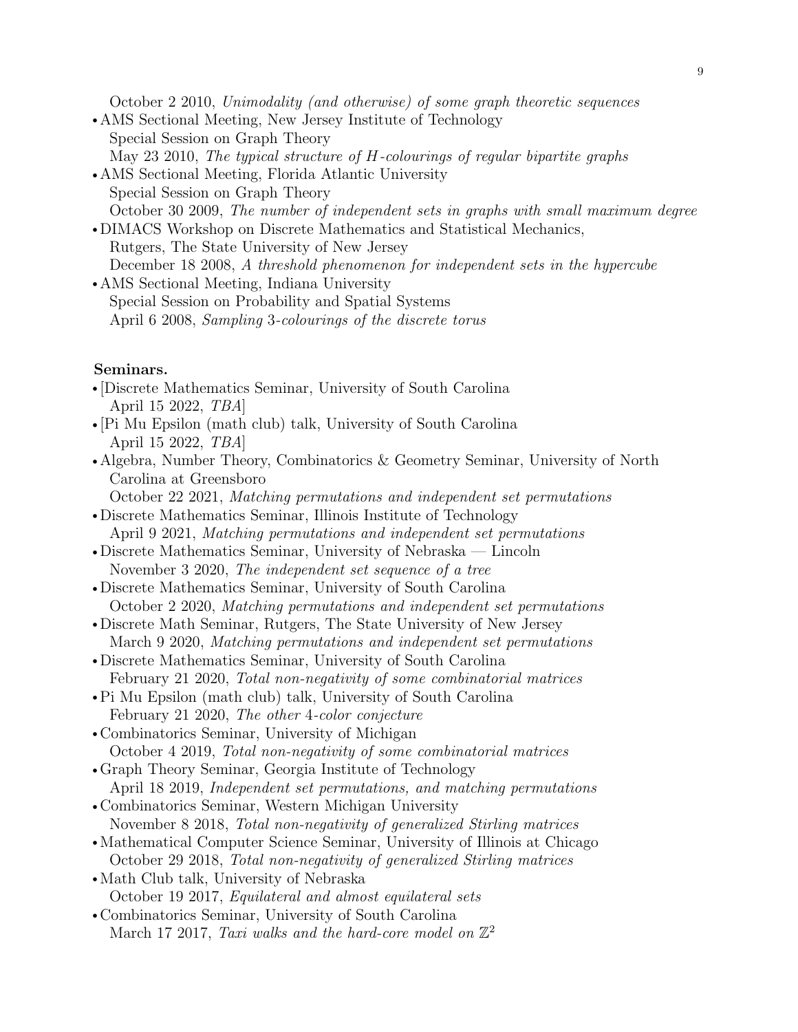October 2 2010, *Unimodality (and otherwise) of some graph theoretic sequences*

- AMS Sectional Meeting, New Jersey Institute of Technology
  Special Session on Graph Theory
  May 23 2010, *The typical structure of $H$-colourings of regular bipartite graphs*
- AMS Sectional Meeting, Florida Atlantic University
  Special Session on Graph Theory
  October 30 2009, *The number of independent sets in graphs with small maximum degree*
- DIMACS Workshop on Discrete Mathematics and Statistical Mechanics, Rutgers, The State University of New Jersey
  December 18 2008, *A threshold phenomenon for independent sets in the hypercube*
- AMS Sectional Meeting, Indiana University
  Special Session on Probability and Spatial Systems
  April 6 2008, *Sampling 3-colourings of the discrete torus*

**Seminars.**

- [Discrete Mathematics Seminar, University of South Carolina
  April 15 2022, *TBA*]
- [Pi Mu Epsilon (math club) talk, University of South Carolina
  April 15 2022, *TBA*]
- Algebra, Number Theory, Combinatorics & Geometry Seminar, University of North Carolina at Greensboro
  October 22 2021, *Matching permutations and independent set permutations*
- Discrete Mathematics Seminar, Illinois Institute of Technology
  April 9 2021, *Matching permutations and independent set permutations*
- Discrete Mathematics Seminar, University of Nebraska — Lincoln
  November 3 2020, *The independent set sequence of a tree*
- Discrete Mathematics Seminar, University of South Carolina
  October 2 2020, *Matching permutations and independent set permutations*
- Discrete Math Seminar, Rutgers, The State University of New Jersey
  March 9 2020, *Matching permutations and independent set permutations*
- Discrete Mathematics Seminar, University of South Carolina
  February 21 2020, *Total non-negativity of some combinatorial matrices*
- Pi Mu Epsilon (math club) talk, University of South Carolina
  February 21 2020, *The other 4-color conjecture*
- Combinatorics Seminar, University of Michigan
  October 4 2019, *Total non-negativity of some combinatorial matrices*
- Graph Theory Seminar, Georgia Institute of Technology
  April 18 2019, *Independent set permutations, and matching permutations*
- Combinatorics Seminar, Western Michigan University
  November 8 2018, *Total non-negativity of generalized Stirling matrices*
- Mathematical Computer Science Seminar, University of Illinois at Chicago
  October 29 2018, *Total non-negativity of generalized Stirling matrices*
- Math Club talk, University of Nebraska
  October 19 2017, *Equilateral and almost equilateral sets*
- Combinatorics Seminar, University of South Carolina
  March 17 2017, *Taxi walks and the hard-core model on $\mathbb{Z}^2$*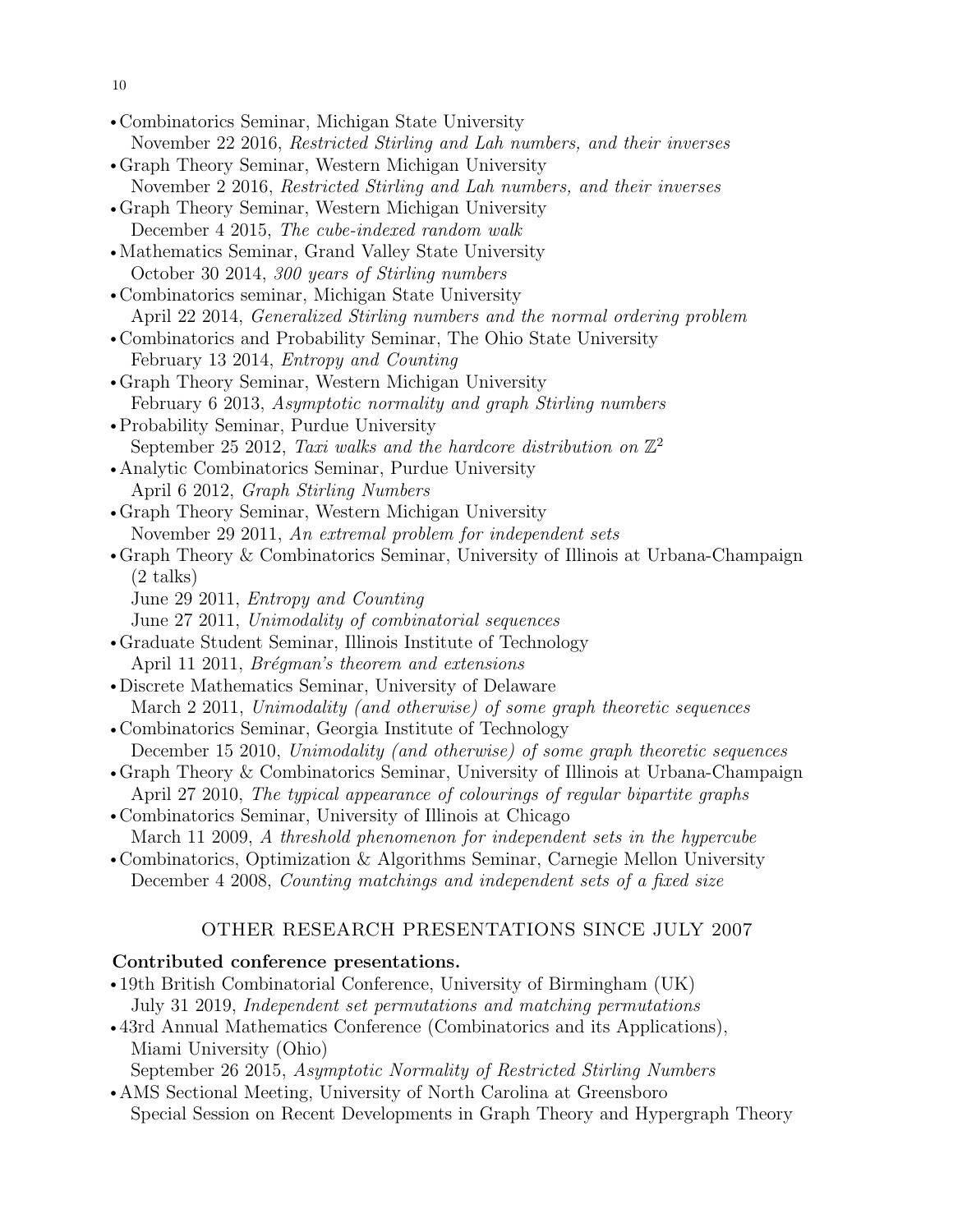- Combinatorics Seminar, Michigan State University
  November 22 2016, *Restricted Stirling and Lah numbers, and their inverses*
- Graph Theory Seminar, Western Michigan University
  November 2 2016, *Restricted Stirling and Lah numbers, and their inverses*
- Graph Theory Seminar, Western Michigan University
  December 4 2015, *The cube-indexed random walk*
- Mathematics Seminar, Grand Valley State University
  October 30 2014, *300 years of Stirling numbers*
- Combinatorics seminar, Michigan State University
  April 22 2014, *Generalized Stirling numbers and the normal ordering problem*
- Combinatorics and Probability Seminar, The Ohio State University
  February 13 2014, *Entropy and Counting*
- Graph Theory Seminar, Western Michigan University
  February 6 2013, *Asymptotic normality and graph Stirling numbers*
- Probability Seminar, Purdue University
  September 25 2012, *Taxi walks and the hardcore distribution on* $\mathbb{Z}^2$
- Analytic Combinatorics Seminar, Purdue University
  April 6 2012, *Graph Stirling Numbers*
- Graph Theory Seminar, Western Michigan University
  November 29 2011, *An extremal problem for independent sets*
- Graph Theory & Combinatorics Seminar, University of Illinois at Urbana-Champaign (2 talks)
  June 29 2011, *Entropy and Counting*
  June 27 2011, *Unimodality of combinatorial sequences*
- Graduate Student Seminar, Illinois Institute of Technology
  April 11 2011, *Brégman's theorem and extensions*
- Discrete Mathematics Seminar, University of Delaware
  March 2 2011, *Unimodality (and otherwise) of some graph theoretic sequences*
- Combinatorics Seminar, Georgia Institute of Technology
  December 15 2010, *Unimodality (and otherwise) of some graph theoretic sequences*
- Graph Theory & Combinatorics Seminar, University of Illinois at Urbana-Champaign
  April 27 2010, *The typical appearance of colourings of regular bipartite graphs*
- Combinatorics Seminar, University of Illinois at Chicago
  March 11 2009, *A threshold phenomenon for independent sets in the hypercube*
- Combinatorics, Optimization & Algorithms Seminar, Carnegie Mellon University
  December 4 2008, *Counting matchings and independent sets of a fixed size*

## OTHER RESEARCH PRESENTATIONS SINCE JULY 2007

**Contributed conference presentations.**

- 19th British Combinatorial Conference, University of Birmingham (UK)
  July 31 2019, *Independent set permutations and matching permutations*
- 43rd Annual Mathematics Conference (Combinatorics and its Applications), Miami University (Ohio)
  September 26 2015, *Asymptotic Normality of Restricted Stirling Numbers*
- AMS Sectional Meeting, University of North Carolina at Greensboro
  Special Session on Recent Developments in Graph Theory and Hypergraph Theory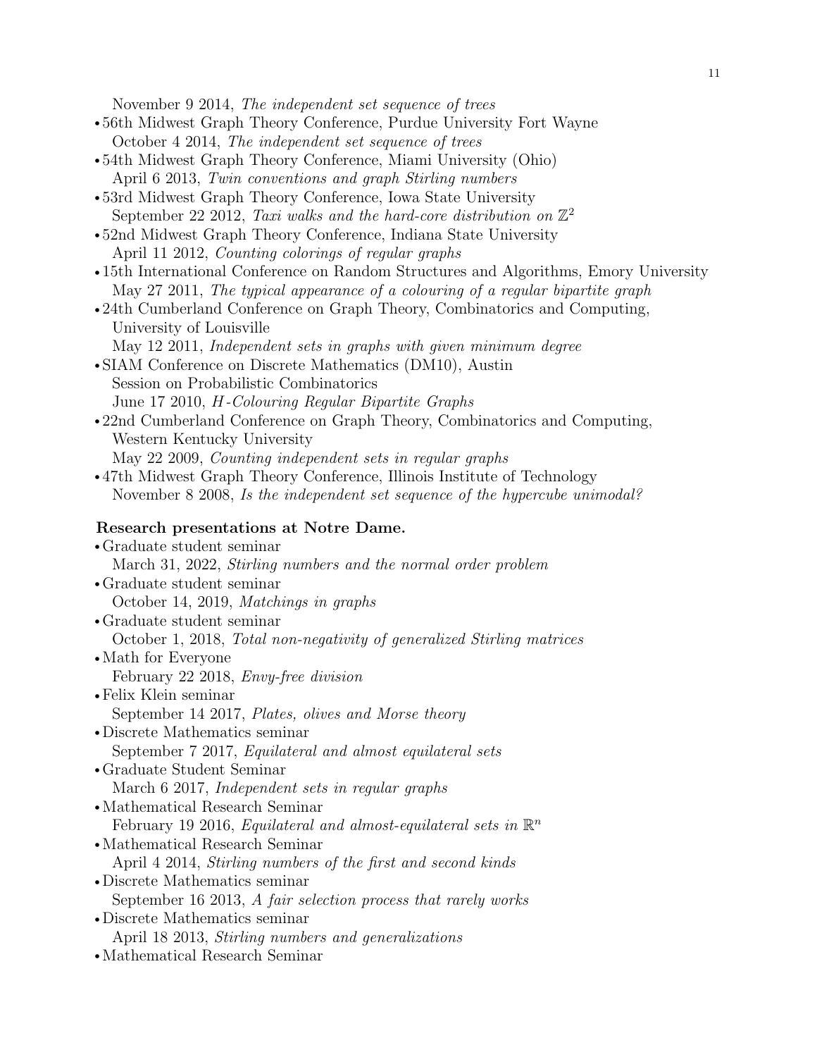November 9 2014, *The independent set sequence of trees*

- 56th Midwest Graph Theory Conference, Purdue University Fort Wayne
  October 4 2014, *The independent set sequence of trees*
- 54th Midwest Graph Theory Conference, Miami University (Ohio)
  April 6 2013, *Twin conventions and graph Stirling numbers*
- 53rd Midwest Graph Theory Conference, Iowa State University
  September 22 2012, *Taxi walks and the hard-core distribution on $\mathbb{Z}^2$*
- 52nd Midwest Graph Theory Conference, Indiana State University
  April 11 2012, *Counting colorings of regular graphs*
- 15th International Conference on Random Structures and Algorithms, Emory University
  May 27 2011, *The typical appearance of a colouring of a regular bipartite graph*
- 24th Cumberland Conference on Graph Theory, Combinatorics and Computing, University of Louisville
  May 12 2011, *Independent sets in graphs with given minimum degree*
- SIAM Conference on Discrete Mathematics (DM10), Austin
  Session on Probabilistic Combinatorics
  June 17 2010, *$H$-Colouring Regular Bipartite Graphs*
- 22nd Cumberland Conference on Graph Theory, Combinatorics and Computing, Western Kentucky University
  May 22 2009, *Counting independent sets in regular graphs*
- 47th Midwest Graph Theory Conference, Illinois Institute of Technology
  November 8 2008, *Is the independent set sequence of the hypercube unimodal?*

**Research presentations at Notre Dame.**

- Graduate student seminar
  March 31, 2022, *Stirling numbers and the normal order problem*
- Graduate student seminar
  October 14, 2019, *Matchings in graphs*
- Graduate student seminar
  October 1, 2018, *Total non-negativity of generalized Stirling matrices*
- Math for Everyone
  February 22 2018, *Envy-free division*
- Felix Klein seminar
  September 14 2017, *Plates, olives and Morse theory*
- Discrete Mathematics seminar
  September 7 2017, *Equilateral and almost equilateral sets*
- Graduate Student Seminar
  March 6 2017, *Independent sets in regular graphs*
- Mathematical Research Seminar
  February 19 2016, *Equilateral and almost-equilateral sets in $\mathbb{R}^n$*
- Mathematical Research Seminar
  April 4 2014, *Stirling numbers of the first and second kinds*
- Discrete Mathematics seminar
  September 16 2013, *A fair selection process that rarely works*
- Discrete Mathematics seminar
  April 18 2013, *Stirling numbers and generalizations*
- Mathematical Research Seminar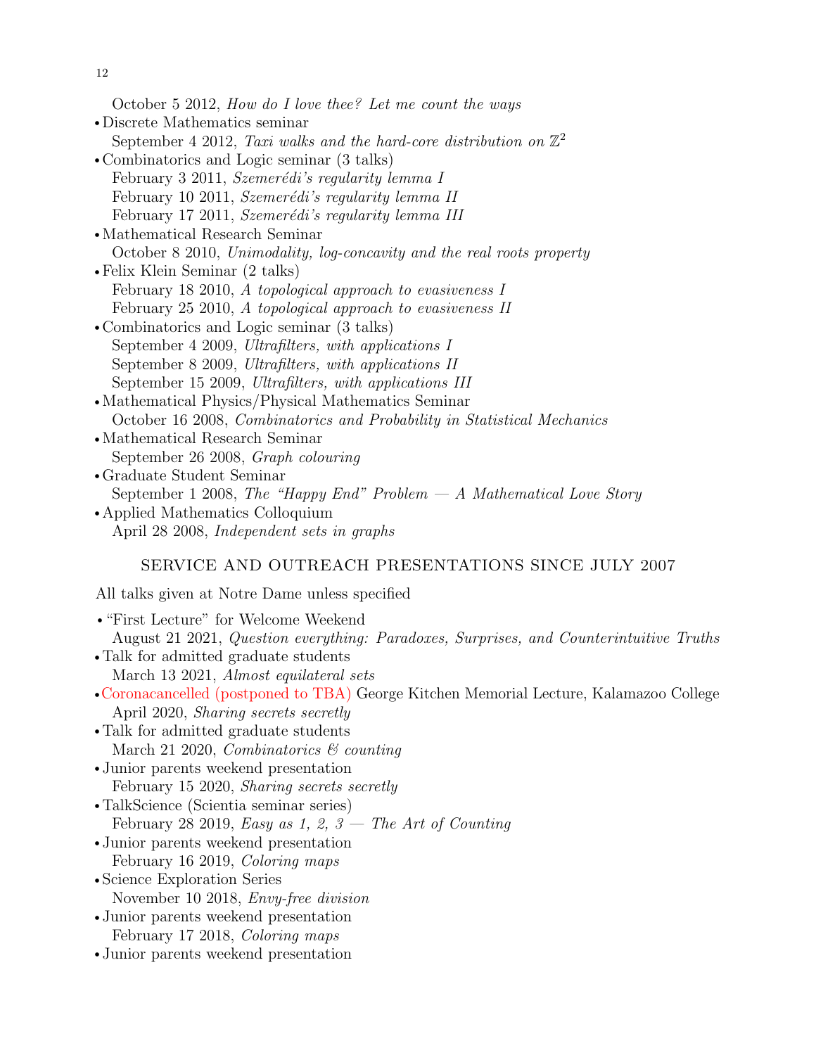October 5 2012, *How do I love thee? Let me count the ways*

- Discrete Mathematics seminar
  September 4 2012, *Taxi walks and the hard-core distribution on* $\mathbb{Z}^2$
- Combinatorics and Logic seminar (3 talks)
  February 3 2011, *Szemerédi's regularity lemma I*
  February 10 2011, *Szemerédi's regularity lemma II*
  February 17 2011, *Szemerédi's regularity lemma III*
- Mathematical Research Seminar
  October 8 2010, *Unimodality, log-concavity and the real roots property*
- Felix Klein Seminar (2 talks)
  February 18 2010, *A topological approach to evasiveness I*
  February 25 2010, *A topological approach to evasiveness II*
- Combinatorics and Logic seminar (3 talks)
  September 4 2009, *Ultrafilters, with applications I*
  September 8 2009, *Ultrafilters, with applications II*
  September 15 2009, *Ultrafilters, with applications III*
- Mathematical Physics/Physical Mathematics Seminar
  October 16 2008, *Combinatorics and Probability in Statistical Mechanics*
- Mathematical Research Seminar
  September 26 2008, *Graph colouring*
- Graduate Student Seminar
  September 1 2008, *The "Happy End" Problem — A Mathematical Love Story*
- Applied Mathematics Colloquium
  April 28 2008, *Independent sets in graphs*

## SERVICE AND OUTREACH PRESENTATIONS SINCE JULY 2007

All talks given at Notre Dame unless specified

- "First Lecture" for Welcome Weekend
  August 21 2021, *Question everything: Paradoxes, Surprises, and Counterintuitive Truths*
- Talk for admitted graduate students
  March 13 2021, *Almost equilateral sets*
- Coronacancelled (postponed to TBA) George Kitchen Memorial Lecture, Kalamazoo College
  April 2020, *Sharing secrets secretly*
- Talk for admitted graduate students
  March 21 2020, *Combinatorics & counting*
- Junior parents weekend presentation
  February 15 2020, *Sharing secrets secretly*
- TalkScience (Scientia seminar series)
  February 28 2019, *Easy as 1, 2, 3 — The Art of Counting*
- Junior parents weekend presentation
  February 16 2019, *Coloring maps*
- Science Exploration Series
  November 10 2018, *Envy-free division*
- Junior parents weekend presentation
  February 17 2018, *Coloring maps*
- Junior parents weekend presentation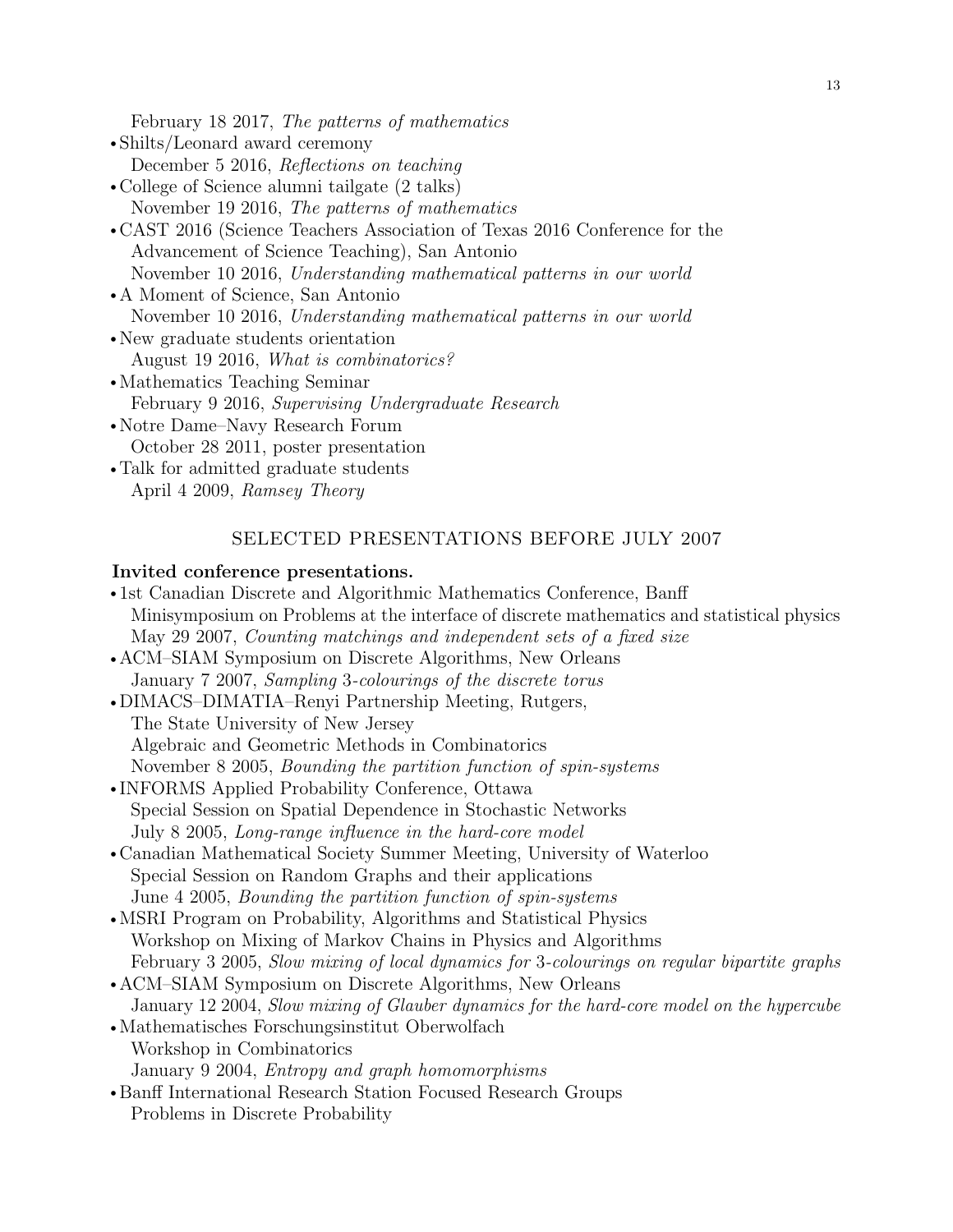February 18 2017, *The patterns of mathematics*
- Shilts/Leonard award ceremony
  December 5 2016, *Reflections on teaching*
- College of Science alumni tailgate (2 talks)
  November 19 2016, *The patterns of mathematics*
- CAST 2016 (Science Teachers Association of Texas 2016 Conference for the Advancement of Science Teaching), San Antonio
  November 10 2016, *Understanding mathematical patterns in our world*
- A Moment of Science, San Antonio
  November 10 2016, *Understanding mathematical patterns in our world*
- New graduate students orientation
  August 19 2016, *What is combinatorics?*
- Mathematics Teaching Seminar
  February 9 2016, *Supervising Undergraduate Research*
- Notre Dame–Navy Research Forum
  October 28 2011, poster presentation
- Talk for admitted graduate students
  April 4 2009, *Ramsey Theory*

## SELECTED PRESENTATIONS BEFORE JULY 2007

**Invited conference presentations.**

- 1st Canadian Discrete and Algorithmic Mathematics Conference, Banff
  Minisymposium on Problems at the interface of discrete mathematics and statistical physics
  May 29 2007, *Counting matchings and independent sets of a fixed size*
- ACM–SIAM Symposium on Discrete Algorithms, New Orleans
  January 7 2007, *Sampling 3-colourings of the discrete torus*
- DIMACS–DIMATIA–Renyi Partnership Meeting, Rutgers, The State University of New Jersey
  Algebraic and Geometric Methods in Combinatorics
  November 8 2005, *Bounding the partition function of spin-systems*
- INFORMS Applied Probability Conference, Ottawa
  Special Session on Spatial Dependence in Stochastic Networks
  July 8 2005, *Long-range influence in the hard-core model*
- Canadian Mathematical Society Summer Meeting, University of Waterloo
  Special Session on Random Graphs and their applications
  June 4 2005, *Bounding the partition function of spin-systems*
- MSRI Program on Probability, Algorithms and Statistical Physics
  Workshop on Mixing of Markov Chains in Physics and Algorithms
  February 3 2005, *Slow mixing of local dynamics for 3-colourings on regular bipartite graphs*
- ACM–SIAM Symposium on Discrete Algorithms, New Orleans
  January 12 2004, *Slow mixing of Glauber dynamics for the hard-core model on the hypercube*
- Mathematisches Forschungsinstitut Oberwolfach
  Workshop in Combinatorics
  January 9 2004, *Entropy and graph homomorphisms*
- Banff International Research Station Focused Research Groups
  Problems in Discrete Probability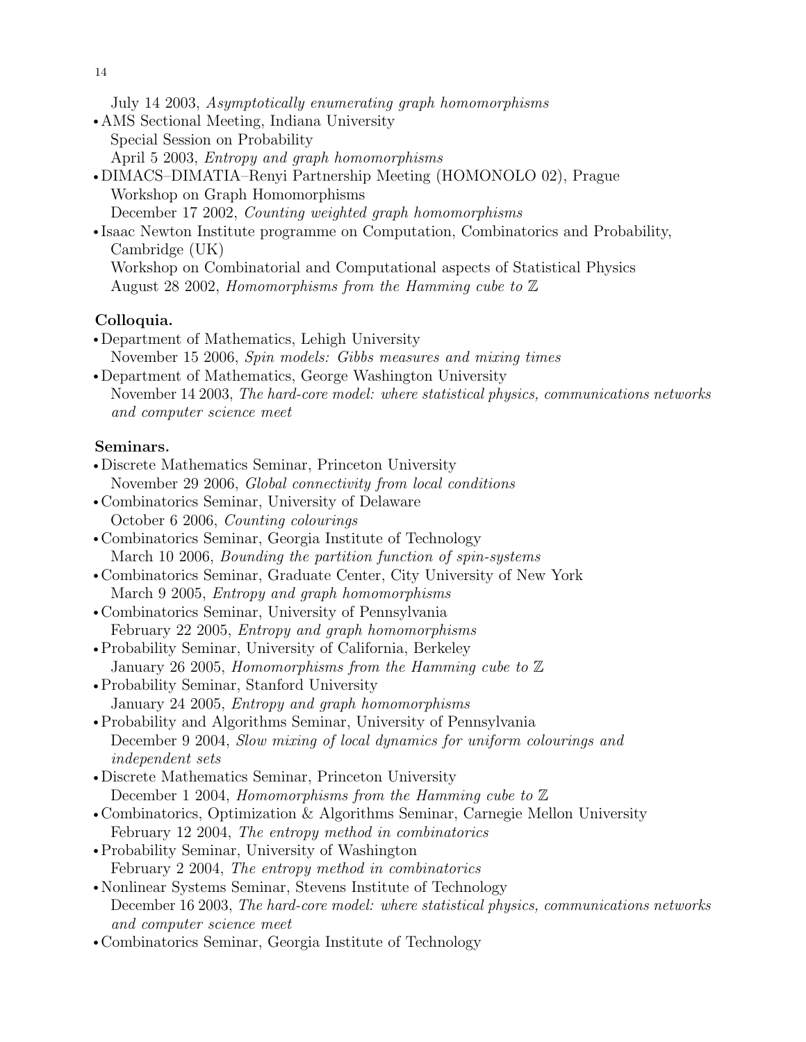July 14 2003, *Asymptotically enumerating graph homomorphisms*

- AMS Sectional Meeting, Indiana University
  Special Session on Probability
  April 5 2003, *Entropy and graph homomorphisms*
- DIMACS–DIMATIA–Renyi Partnership Meeting (HOMONOLO 02), Prague
  Workshop on Graph Homomorphisms
  December 17 2002, *Counting weighted graph homomorphisms*
- Isaac Newton Institute programme on Computation, Combinatorics and Probability, Cambridge (UK)
  Workshop on Combinatorial and Computational aspects of Statistical Physics
  August 28 2002, *Homomorphisms from the Hamming cube to $\mathbb{Z}$*

**Colloquia.**

- Department of Mathematics, Lehigh University
  November 15 2006, *Spin models: Gibbs measures and mixing times*
- Department of Mathematics, George Washington University
  November 14 2003, *The hard-core model: where statistical physics, communications networks and computer science meet*

**Seminars.**

- Discrete Mathematics Seminar, Princeton University
  November 29 2006, *Global connectivity from local conditions*
- Combinatorics Seminar, University of Delaware
  October 6 2006, *Counting colourings*
- Combinatorics Seminar, Georgia Institute of Technology
  March 10 2006, *Bounding the partition function of spin-systems*
- Combinatorics Seminar, Graduate Center, City University of New York
  March 9 2005, *Entropy and graph homomorphisms*
- Combinatorics Seminar, University of Pennsylvania
  February 22 2005, *Entropy and graph homomorphisms*
- Probability Seminar, University of California, Berkeley
  January 26 2005, *Homomorphisms from the Hamming cube to $\mathbb{Z}$*
- Probability Seminar, Stanford University
  January 24 2005, *Entropy and graph homomorphisms*
- Probability and Algorithms Seminar, University of Pennsylvania
  December 9 2004, *Slow mixing of local dynamics for uniform colourings and independent sets*
- Discrete Mathematics Seminar, Princeton University
  December 1 2004, *Homomorphisms from the Hamming cube to $\mathbb{Z}$*
- Combinatorics, Optimization & Algorithms Seminar, Carnegie Mellon University
  February 12 2004, *The entropy method in combinatorics*
- Probability Seminar, University of Washington
  February 2 2004, *The entropy method in combinatorics*
- Nonlinear Systems Seminar, Stevens Institute of Technology
  December 16 2003, *The hard-core model: where statistical physics, communications networks and computer science meet*
- Combinatorics Seminar, Georgia Institute of Technology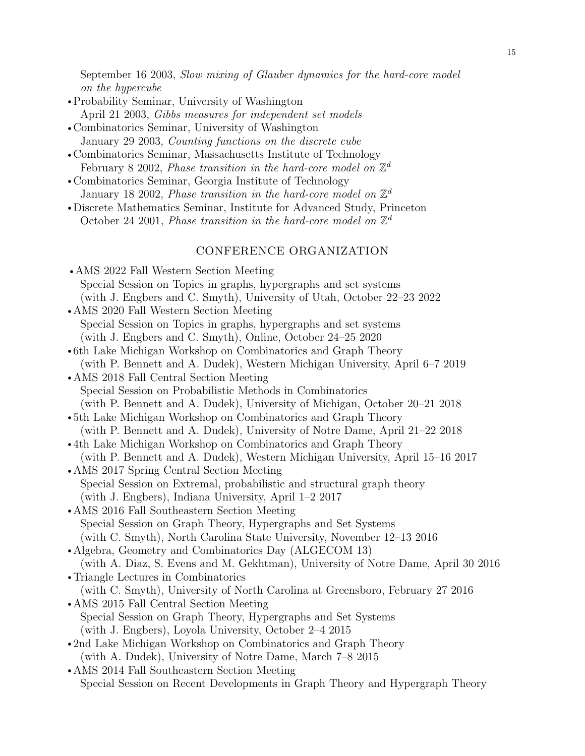September 16 2003, *Slow mixing of Glauber dynamics for the hard-core model on the hypercube*

- Probability Seminar, University of Washington  
  April 21 2003, *Gibbs measures for independent set models*
- Combinatorics Seminar, University of Washington  
  January 29 2003, *Counting functions on the discrete cube*
- Combinatorics Seminar, Massachusetts Institute of Technology  
  February 8 2002, *Phase transition in the hard-core model on* $\mathbb{Z}^d$
- Combinatorics Seminar, Georgia Institute of Technology  
  January 18 2002, *Phase transition in the hard-core model on* $\mathbb{Z}^d$
- Discrete Mathematics Seminar, Institute for Advanced Study, Princeton  
  October 24 2001, *Phase transition in the hard-core model on* $\mathbb{Z}^d$

## CONFERENCE ORGANIZATION

- AMS 2022 Fall Western Section Meeting  
  Special Session on Topics in graphs, hypergraphs and set systems  
  (with J. Engbers and C. Smyth), University of Utah, October 22–23 2022
- AMS 2020 Fall Western Section Meeting  
  Special Session on Topics in graphs, hypergraphs and set systems  
  (with J. Engbers and C. Smyth), Online, October 24–25 2020
- 6th Lake Michigan Workshop on Combinatorics and Graph Theory  
  (with P. Bennett and A. Dudek), Western Michigan University, April 6–7 2019
- AMS 2018 Fall Central Section Meeting  
  Special Session on Probabilistic Methods in Combinatorics  
  (with P. Bennett and A. Dudek), University of Michigan, October 20–21 2018
- 5th Lake Michigan Workshop on Combinatorics and Graph Theory  
  (with P. Bennett and A. Dudek), University of Notre Dame, April 21–22 2018
- 4th Lake Michigan Workshop on Combinatorics and Graph Theory  
  (with P. Bennett and A. Dudek), Western Michigan University, April 15–16 2017
- AMS 2017 Spring Central Section Meeting  
  Special Session on Extremal, probabilistic and structural graph theory  
  (with J. Engbers), Indiana University, April 1–2 2017
- AMS 2016 Fall Southeastern Section Meeting  
  Special Session on Graph Theory, Hypergraphs and Set Systems  
  (with C. Smyth), North Carolina State University, November 12–13 2016
- Algebra, Geometry and Combinatorics Day (ALGECOM 13)  
  (with A. Diaz, S. Evens and M. Gekhtman), University of Notre Dame, April 30 2016
- Triangle Lectures in Combinatorics  
  (with C. Smyth), University of North Carolina at Greensboro, February 27 2016
- AMS 2015 Fall Central Section Meeting  
  Special Session on Graph Theory, Hypergraphs and Set Systems  
  (with J. Engbers), Loyola University, October 2–4 2015
- 2nd Lake Michigan Workshop on Combinatorics and Graph Theory  
  (with A. Dudek), University of Notre Dame, March 7–8 2015
- AMS 2014 Fall Southeastern Section Meeting  
  Special Session on Recent Developments in Graph Theory and Hypergraph Theory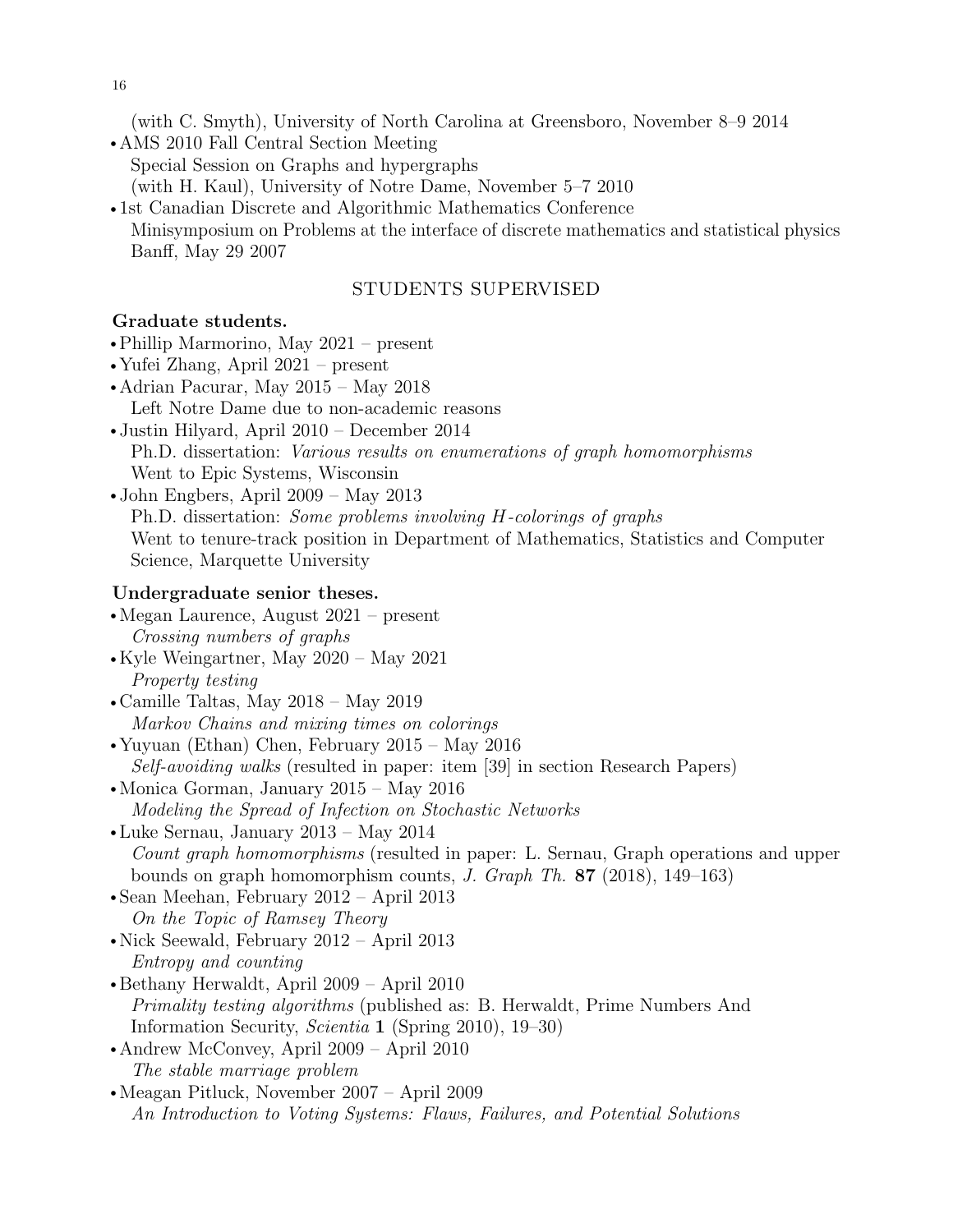(with C. Smyth), University of North Carolina at Greensboro, November 8–9 2014

- AMS 2010 Fall Central Section Meeting
  Special Session on Graphs and hypergraphs
  (with H. Kaul), University of Notre Dame, November 5–7 2010
- 1st Canadian Discrete and Algorithmic Mathematics Conference
  Minisymposium on Problems at the interface of discrete mathematics and statistical physics
  Banff, May 29 2007

## STUDENTS SUPERVISED

**Graduate students.**

- Phillip Marmorino, May 2021 – present
- Yufei Zhang, April 2021 – present
- Adrian Pacurar, May 2015 – May 2018
  Left Notre Dame due to non-academic reasons
- Justin Hilyard, April 2010 – December 2014
  Ph.D. dissertation: *Various results on enumerations of graph homomorphisms*
  Went to Epic Systems, Wisconsin
- John Engbers, April 2009 – May 2013
  Ph.D. dissertation: *Some problems involving $H$-colorings of graphs*
  Went to tenure-track position in Department of Mathematics, Statistics and Computer Science, Marquette University

**Undergraduate senior theses.**

- Megan Laurence, August 2021 – present
  *Crossing numbers of graphs*
- Kyle Weingartner, May 2020 – May 2021
  *Property testing*
- Camille Taltas, May 2018 – May 2019
  *Markov Chains and mixing times on colorings*
- Yuyuan (Ethan) Chen, February 2015 – May 2016
  *Self-avoiding walks* (resulted in paper: item [39] in section Research Papers)
- Monica Gorman, January 2015 – May 2016
  *Modeling the Spread of Infection on Stochastic Networks*
- Luke Sernau, January 2013 – May 2014
  *Count graph homomorphisms* (resulted in paper: L. Sernau, Graph operations and upper bounds on graph homomorphism counts, *J. Graph Th.* **87** (2018), 149–163)
- Sean Meehan, February 2012 – April 2013
  *On the Topic of Ramsey Theory*
- Nick Seewald, February 2012 – April 2013
  *Entropy and counting*
- Bethany Herwaldt, April 2009 – April 2010
  *Primality testing algorithms* (published as: B. Herwaldt, Prime Numbers And Information Security, *Scientia* **1** (Spring 2010), 19–30)
- Andrew McConvey, April 2009 – April 2010
  *The stable marriage problem*
- Meagan Pitluck, November 2007 – April 2009
  *An Introduction to Voting Systems: Flaws, Failures, and Potential Solutions*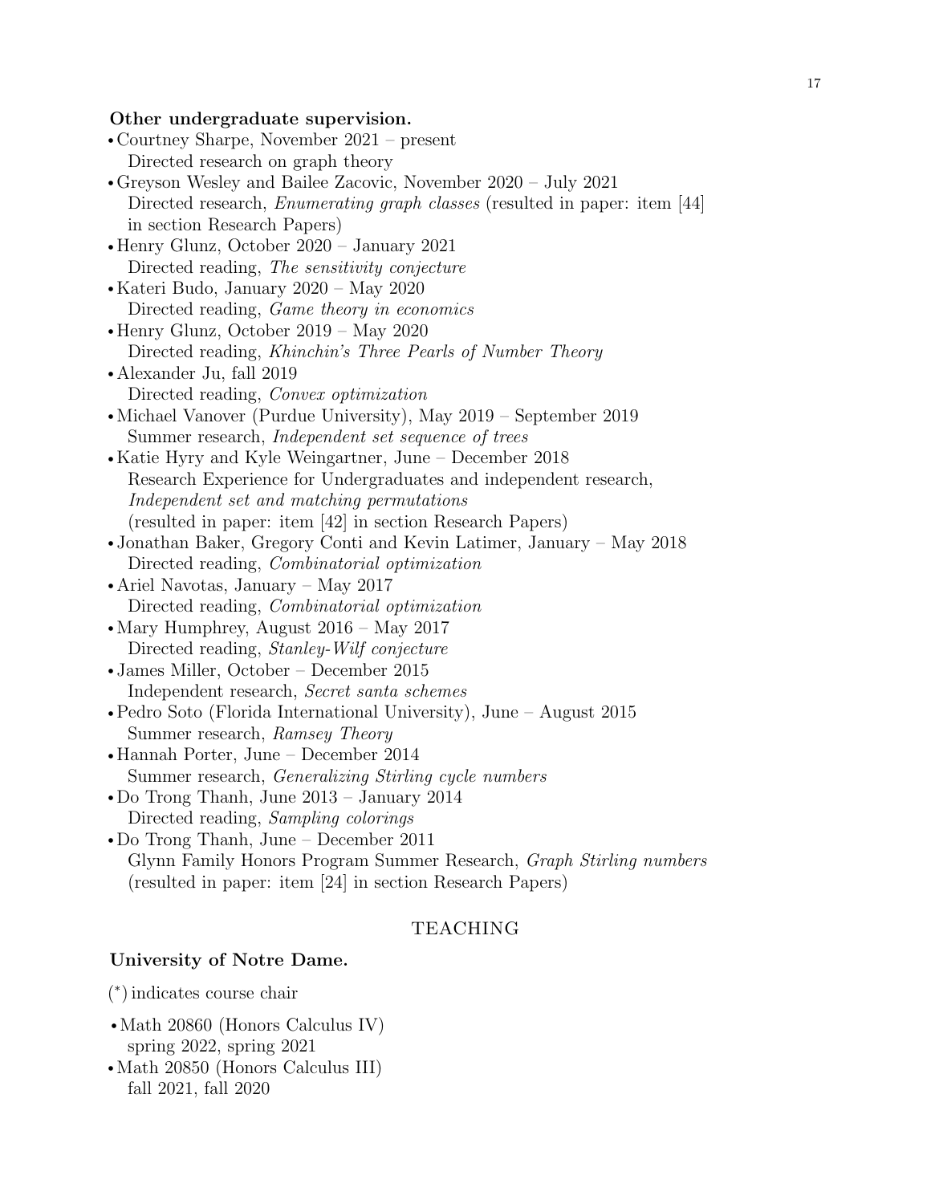**Other undergraduate supervision.**

- Courtney Sharpe, November 2021 – present
  Directed research on graph theory
- Greyson Wesley and Bailee Zacovic, November 2020 – July 2021
  Directed research, *Enumerating graph classes* (resulted in paper: item [44] in section Research Papers)
- Henry Glunz, October 2020 – January 2021
  Directed reading, *The sensitivity conjecture*
- Kateri Budo, January 2020 – May 2020
  Directed reading, *Game theory in economics*
- Henry Glunz, October 2019 – May 2020
  Directed reading, *Khinchin's Three Pearls of Number Theory*
- Alexander Ju, fall 2019
  Directed reading, *Convex optimization*
- Michael Vanover (Purdue University), May 2019 – September 2019
  Summer research, *Independent set sequence of trees*
- Katie Hyry and Kyle Weingartner, June – December 2018
  Research Experience for Undergraduates and independent research, *Independent set and matching permutations*
  (resulted in paper: item [42] in section Research Papers)
- Jonathan Baker, Gregory Conti and Kevin Latimer, January – May 2018
  Directed reading, *Combinatorial optimization*
- Ariel Navotas, January – May 2017
  Directed reading, *Combinatorial optimization*
- Mary Humphrey, August 2016 – May 2017
  Directed reading, *Stanley-Wilf conjecture*
- James Miller, October – December 2015
  Independent research, *Secret santa schemes*
- Pedro Soto (Florida International University), June – August 2015
  Summer research, *Ramsey Theory*
- Hannah Porter, June – December 2014
  Summer research, *Generalizing Stirling cycle numbers*
- Do Trong Thanh, June 2013 – January 2014
  Directed reading, *Sampling colorings*
- Do Trong Thanh, June – December 2011
  Glynn Family Honors Program Summer Research, *Graph Stirling numbers*
  (resulted in paper: item [24] in section Research Papers)

## TEACHING

**University of Notre Dame.**

(*) indicates course chair

- Math 20860 (Honors Calculus IV)
  spring 2022, spring 2021
- Math 20850 (Honors Calculus III)
  fall 2021, fall 2020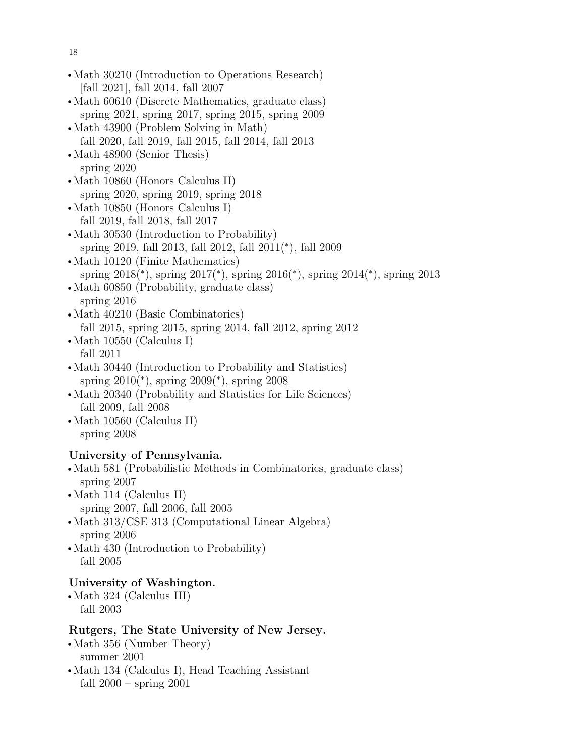- Math 30210 (Introduction to Operations Research)
  [fall 2021], fall 2014, fall 2007
- Math 60610 (Discrete Mathematics, graduate class)
  spring 2021, spring 2017, spring 2015, spring 2009
- Math 43900 (Problem Solving in Math)
  fall 2020, fall 2019, fall 2015, fall 2014, fall 2013
- Math 48900 (Senior Thesis)
  spring 2020
- Math 10860 (Honors Calculus II)
  spring 2020, spring 2019, spring 2018
- Math 10850 (Honors Calculus I)
  fall 2019, fall 2018, fall 2017
- Math 30530 (Introduction to Probability)
  spring 2019, fall 2013, fall 2012, fall 2011(*), fall 2009
- Math 10120 (Finite Mathematics)
  spring 2018(*), spring 2017(*), spring 2016(*), spring 2014(*), spring 2013
- Math 60850 (Probability, graduate class)
  spring 2016
- Math 40210 (Basic Combinatorics)
  fall 2015, spring 2015, spring 2014, fall 2012, spring 2012
- Math 10550 (Calculus I)
  fall 2011
- Math 30440 (Introduction to Probability and Statistics)
  spring 2010(*), spring 2009(*), spring 2008
- Math 20340 (Probability and Statistics for Life Sciences)
  fall 2009, fall 2008
- Math 10560 (Calculus II)
  spring 2008

**University of Pennsylvania.**

- Math 581 (Probabilistic Methods in Combinatorics, graduate class)
  spring 2007
- Math 114 (Calculus II)
  spring 2007, fall 2006, fall 2005
- Math 313/CSE 313 (Computational Linear Algebra)
  spring 2006
- Math 430 (Introduction to Probability)
  fall 2005

**University of Washington.**

- Math 324 (Calculus III)
  fall 2003

**Rutgers, The State University of New Jersey.**

- Math 356 (Number Theory)
  summer 2001
- Math 134 (Calculus I), Head Teaching Assistant
  fall 2000 – spring 2001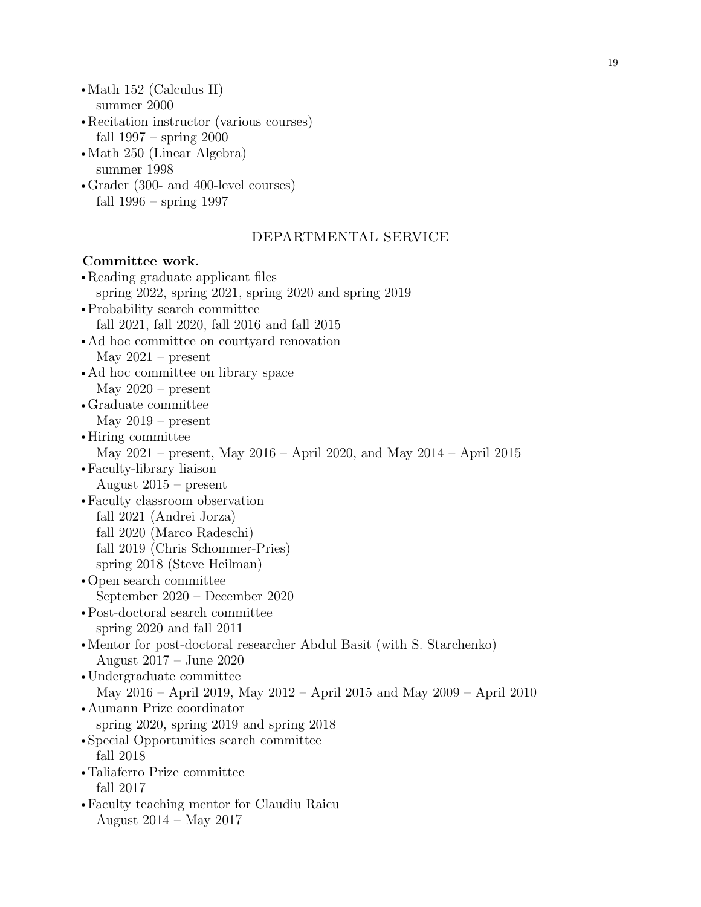- Math 152 (Calculus II)
  summer 2000
- Recitation instructor (various courses)
  fall 1997 – spring 2000
- Math 250 (Linear Algebra)
  summer 1998
- Grader (300- and 400-level courses)
  fall 1996 – spring 1997

## DEPARTMENTAL SERVICE

**Committee work.**

- Reading graduate applicant files
  spring 2022, spring 2021, spring 2020 and spring 2019
- Probability search committee
  fall 2021, fall 2020, fall 2016 and fall 2015
- Ad hoc committee on courtyard renovation
  May 2021 – present
- Ad hoc committee on library space
  May 2020 – present
- Graduate committee
  May 2019 – present
- Hiring committee
  May 2021 – present, May 2016 – April 2020, and May 2014 – April 2015
- Faculty-library liaison
  August 2015 – present
- Faculty classroom observation
  fall 2021 (Andrei Jorza)
  fall 2020 (Marco Radeschi)
  fall 2019 (Chris Schommer-Pries)
  spring 2018 (Steve Heilman)
- Open search committee
  September 2020 – December 2020
- Post-doctoral search committee
  spring 2020 and fall 2011
- Mentor for post-doctoral researcher Abdul Basit (with S. Starchenko)
  August 2017 – June 2020
- Undergraduate committee
  May 2016 – April 2019, May 2012 – April 2015 and May 2009 – April 2010
- Aumann Prize coordinator
  spring 2020, spring 2019 and spring 2018
- Special Opportunities search committee
  fall 2018
- Taliaferro Prize committee
  fall 2017
- Faculty teaching mentor for Claudiu Raicu
  August 2014 – May 2017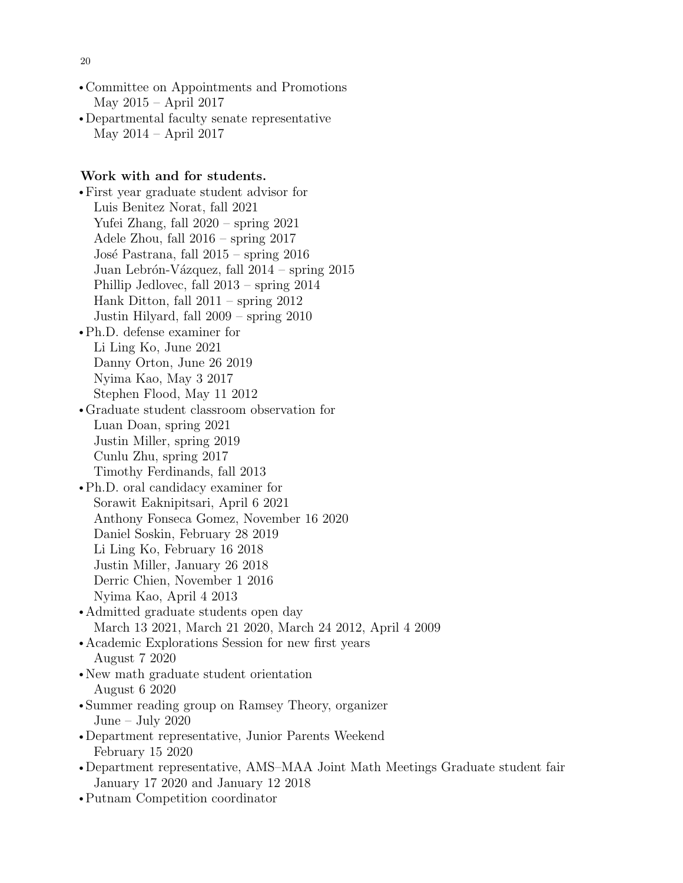- Committee on Appointments and Promotions
  May 2015 – April 2017
- Departmental faculty senate representative
  May 2014 – April 2017

**Work with and for students.**

- First year graduate student advisor for
  Luis Benitez Norat, fall 2021
  Yufei Zhang, fall 2020 – spring 2021
  Adele Zhou, fall 2016 – spring 2017
  José Pastrana, fall 2015 – spring 2016
  Juan Lebrón-Vázquez, fall 2014 – spring 2015
  Phillip Jedlovec, fall 2013 – spring 2014
  Hank Ditton, fall 2011 – spring 2012
  Justin Hilyard, fall 2009 – spring 2010
- Ph.D. defense examiner for
  Li Ling Ko, June 2021
  Danny Orton, June 26 2019
  Nyima Kao, May 3 2017
  Stephen Flood, May 11 2012
- Graduate student classroom observation for
  Luan Doan, spring 2021
  Justin Miller, spring 2019
  Cunlu Zhu, spring 2017
  Timothy Ferdinands, fall 2013
- Ph.D. oral candidacy examiner for
  Sorawit Eaknipitsari, April 6 2021
  Anthony Fonseca Gomez, November 16 2020
  Daniel Soskin, February 28 2019
  Li Ling Ko, February 16 2018
  Justin Miller, January 26 2018
  Derric Chien, November 1 2016
  Nyima Kao, April 4 2013
- Admitted graduate students open day
  March 13 2021, March 21 2020, March 24 2012, April 4 2009
- Academic Explorations Session for new first years
  August 7 2020
- New math graduate student orientation
  August 6 2020
- Summer reading group on Ramsey Theory, organizer
  June – July 2020
- Department representative, Junior Parents Weekend
  February 15 2020
- Department representative, AMS–MAA Joint Math Meetings Graduate student fair
  January 17 2020 and January 12 2018
- Putnam Competition coordinator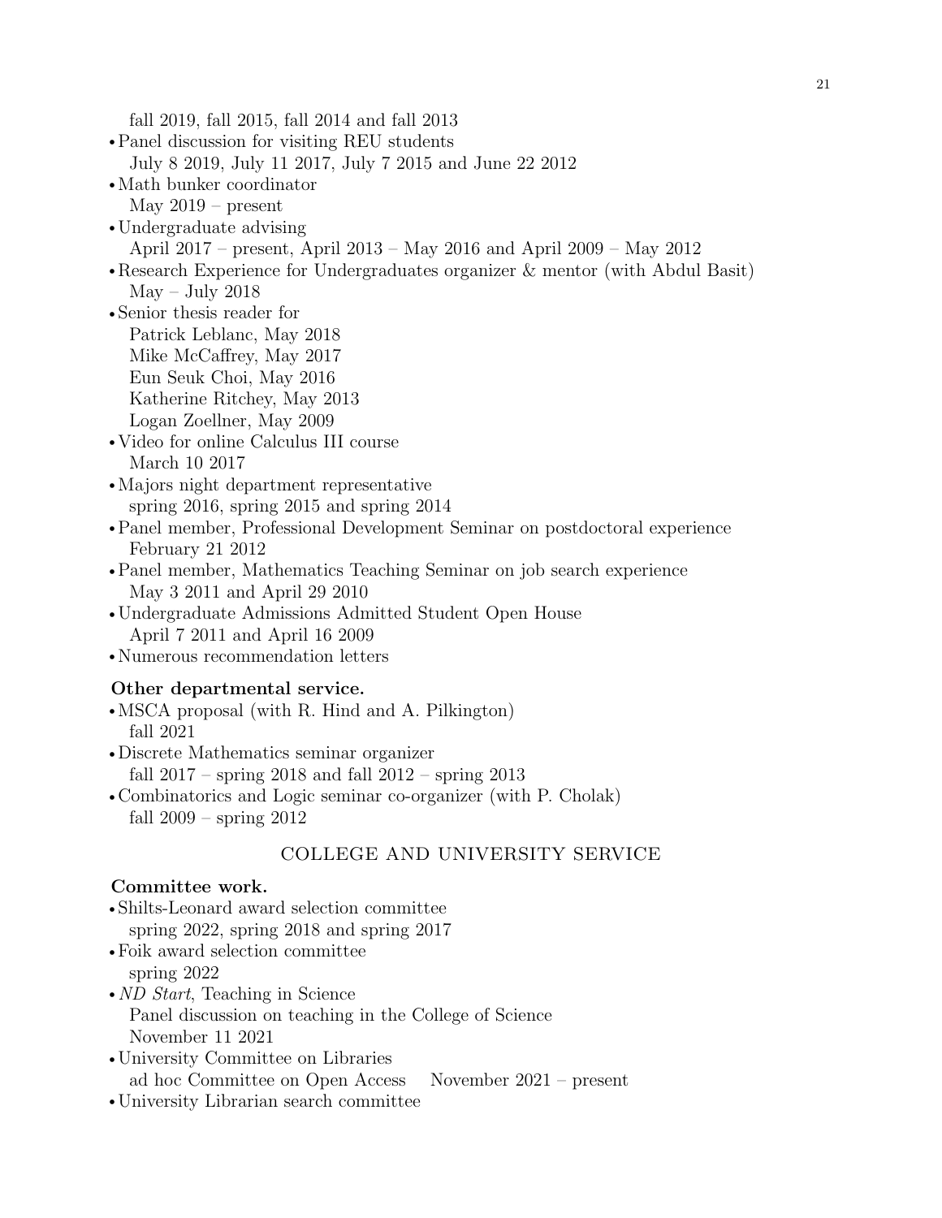fall 2019, fall 2015, fall 2014 and fall 2013

- Panel discussion for visiting REU students
  July 8 2019, July 11 2017, July 7 2015 and June 22 2012
- Math bunker coordinator
  May 2019 – present
- Undergraduate advising
  April 2017 – present, April 2013 – May 2016 and April 2009 – May 2012
- Research Experience for Undergraduates organizer & mentor (with Abdul Basit)
  May – July 2018
- Senior thesis reader for
  Patrick Leblanc, May 2018
  Mike McCaffrey, May 2017
  Eun Seuk Choi, May 2016
  Katherine Ritchey, May 2013
  Logan Zoellner, May 2009
- Video for online Calculus III course
  March 10 2017
- Majors night department representative
  spring 2016, spring 2015 and spring 2014
- Panel member, Professional Development Seminar on postdoctoral experience
  February 21 2012
- Panel member, Mathematics Teaching Seminar on job search experience
  May 3 2011 and April 29 2010
- Undergraduate Admissions Admitted Student Open House
  April 7 2011 and April 16 2009
- Numerous recommendation letters

**Other departmental service.**

- MSCA proposal (with R. Hind and A. Pilkington)
  fall 2021
- Discrete Mathematics seminar organizer
  fall 2017 – spring 2018 and fall 2012 – spring 2013
- Combinatorics and Logic seminar co-organizer (with P. Cholak)
  fall 2009 – spring 2012

## COLLEGE AND UNIVERSITY SERVICE

**Committee work.**

- Shilts-Leonard award selection committee
  spring 2022, spring 2018 and spring 2017
- Foik award selection committee
  spring 2022
- *ND Start*, Teaching in Science
  Panel discussion on teaching in the College of Science
  November 11 2021
- University Committee on Libraries
  ad hoc Committee on Open Access November 2021 – present
- University Librarian search committee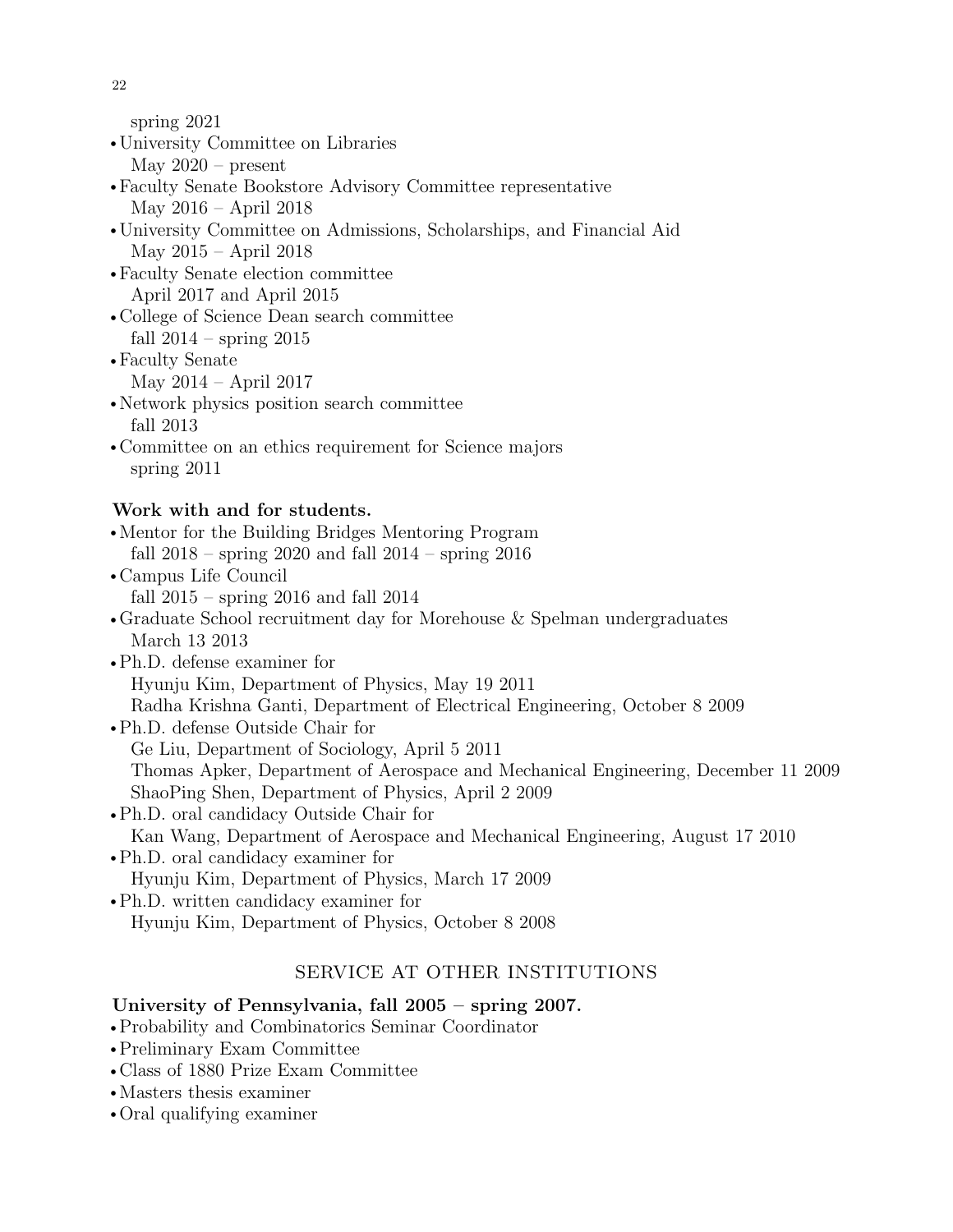spring 2021

- University Committee on Libraries
  May 2020 – present
- Faculty Senate Bookstore Advisory Committee representative
  May 2016 – April 2018
- University Committee on Admissions, Scholarships, and Financial Aid
  May 2015 – April 2018
- Faculty Senate election committee
  April 2017 and April 2015
- College of Science Dean search committee
  fall 2014 – spring 2015
- Faculty Senate
  May 2014 – April 2017
- Network physics position search committee
  fall 2013
- Committee on an ethics requirement for Science majors
  spring 2011

**Work with and for students.**

- Mentor for the Building Bridges Mentoring Program
  fall 2018 – spring 2020 and fall 2014 – spring 2016
- Campus Life Council
  fall 2015 – spring 2016 and fall 2014
- Graduate School recruitment day for Morehouse & Spelman undergraduates
  March 13 2013
- Ph.D. defense examiner for
  Hyunju Kim, Department of Physics, May 19 2011
  Radha Krishna Ganti, Department of Electrical Engineering, October 8 2009
- Ph.D. defense Outside Chair for
  Ge Liu, Department of Sociology, April 5 2011
  Thomas Apker, Department of Aerospace and Mechanical Engineering, December 11 2009
  ShaoPing Shen, Department of Physics, April 2 2009
- Ph.D. oral candidacy Outside Chair for
  Kan Wang, Department of Aerospace and Mechanical Engineering, August 17 2010
- Ph.D. oral candidacy examiner for
  Hyunju Kim, Department of Physics, March 17 2009
- Ph.D. written candidacy examiner for
  Hyunju Kim, Department of Physics, October 8 2008

## SERVICE AT OTHER INSTITUTIONS

**University of Pennsylvania, fall 2005 – spring 2007.**

- Probability and Combinatorics Seminar Coordinator
- Preliminary Exam Committee
- Class of 1880 Prize Exam Committee
- Masters thesis examiner
- Oral qualifying examiner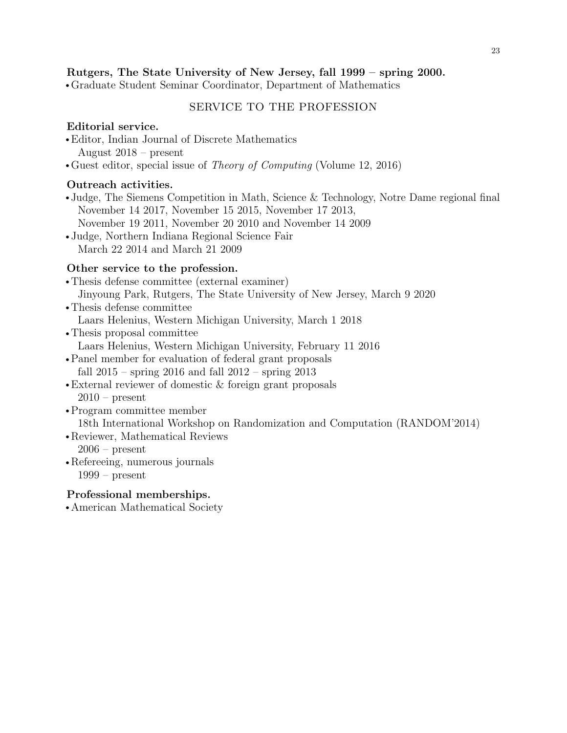**Rutgers, The State University of New Jersey, fall 1999 – spring 2000.**
- Graduate Student Seminar Coordinator, Department of Mathematics

## SERVICE TO THE PROFESSION

**Editorial service.**
- Editor, Indian Journal of Discrete Mathematics
  August 2018 – present
- Guest editor, special issue of *Theory of Computing* (Volume 12, 2016)

**Outreach activities.**
- Judge, The Siemens Competition in Math, Science & Technology, Notre Dame regional final
  November 14 2017, November 15 2015, November 17 2013,
  November 19 2011, November 20 2010 and November 14 2009
- Judge, Northern Indiana Regional Science Fair
  March 22 2014 and March 21 2009

**Other service to the profession.**
- Thesis defense committee (external examiner)
  Jinyoung Park, Rutgers, The State University of New Jersey, March 9 2020
- Thesis defense committee
  Laars Helenius, Western Michigan University, March 1 2018
- Thesis proposal committee
  Laars Helenius, Western Michigan University, February 11 2016
- Panel member for evaluation of federal grant proposals
  fall 2015 – spring 2016 and fall 2012 – spring 2013
- External reviewer of domestic & foreign grant proposals
  2010 – present
- Program committee member
  18th International Workshop on Randomization and Computation (RANDOM'2014)
- Reviewer, Mathematical Reviews
  2006 – present
- Refereeing, numerous journals
  1999 – present

**Professional memberships.**
- American Mathematical Society